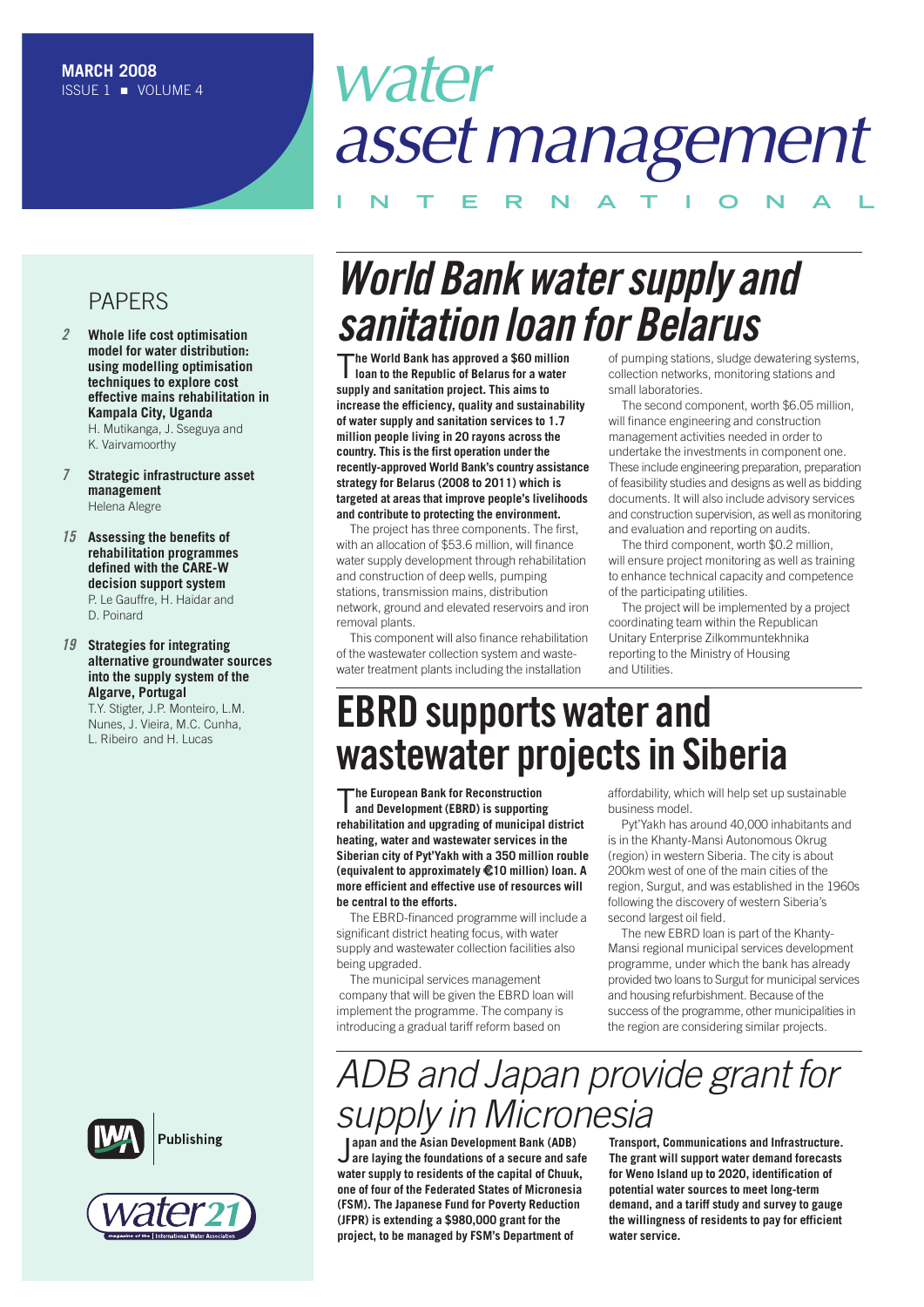# water asset management INTERNATIONAL

**MARCH 2008**
ISSUE 1 ■ VOLUME 4

## PAPERS

*2* **Whole life cost optimisation model for water distribution: using modelling optimisation techniques to explore cost effective mains rehabilitation in Kampala City, Uganda**
H. Mutikanga, J. Sseguya and K. Vairvamoorthy

*7* **Strategic infrastructure asset management**
Helena Alegre

*15* **Assessing the benefits of rehabilitation programmes defined with the CARE-W decision support system**
P. Le Gauffre, H. Haidar and D. Poinard

*19* **Strategies for integrating alternative groundwater sources into the supply system of the Algarve, Portugal**
T.Y. Stigter, J.P. Monteiro, L.M. Nunes, J. Vieira, M.C. Cunha, L. Ribeiro and H. Lucas

## World Bank water supply and sanitation loan for Belarus

**The World Bank has approved a $60 million loan to the Republic of Belarus for a water supply and sanitation project. This aims to increase the efficiency, quality and sustainability of water supply and sanitation services to 1.7 million people living in 20 rayons across the country. This is the first operation under the recently-approved World Bank's country assistance strategy for Belarus (2008 to 2011) which is targeted at areas that improve people's livelihoods and contribute to protecting the environment.**

The project has three components. The first, with an allocation of $53.6 million, will finance water supply development through rehabilitation and construction of deep wells, pumping stations, transmission mains, distribution network, ground and elevated reservoirs and iron removal plants.

This component will also finance rehabilitation of the wastewater collection system and wastewater treatment plants including the installation of pumping stations, sludge dewatering systems, collection networks, monitoring stations and small laboratories.

The second component, worth $6.05 million, will finance engineering and construction management activities needed in order to undertake the investments in component one. These include engineering preparation, preparation of feasibility studies and designs as well as bidding documents. It will also include advisory services and construction supervision, as well as monitoring and evaluation and reporting on audits.

The third component, worth $0.2 million, will ensure project monitoring as well as training to enhance technical capacity and competence of the participating utilities.

The project will be implemented by a project coordinating team within the Republican Unitary Enterprise Zilkommuntekhnika reporting to the Ministry of Housing and Utilities.

## EBRD supports water and wastewater projects in Siberia

**The European Bank for Reconstruction and Development (EBRD) is supporting rehabilitation and upgrading of municipal district heating, water and wastewater services in the Siberian city of Pyt'Yakh with a 350 million rouble (equivalent to approximately €10 million) loan. A more efficient and effective use of resources will be central to the efforts.**

The EBRD-financed programme will include a significant district heating focus, with water supply and wastewater collection facilities also being upgraded.

The municipal services management company that will be given the EBRD loan will implement the programme. The company is introducing a gradual tariff reform based on affordability, which will help set up sustainable business model.

Pyt'Yakh has around 40,000 inhabitants and is in the Khanty-Mansi Autonomous Okrug (region) in western Siberia. The city is about 200km west of one of the main cities of the region, Surgut, and was established in the 1960s following the discovery of western Siberia's second largest oil field.

The new EBRD loan is part of the Khanty-Mansi regional municipal services development programme, under which the bank has already provided two loans to Surgut for municipal services and housing refurbishment. Because of the success of the programme, other municipalities in the region are considering similar projects.

## ADB and Japan provide grant for supply in Micronesia

**Japan and the Asian Development Bank (ADB) are laying the foundations of a secure and safe water supply to residents of the capital of Chuuk, one of four of the Federated States of Micronesia (FSM). The Japanese Fund for Poverty Reduction (JFPR) is extending a $980,000 grant for the project, to be managed by FSM's Department of Transport, Communications and Infrastructure. The grant will support water demand forecasts for Weno Island up to 2020, identification of potential water sources to meet long-term demand, and a tariff study and survey to gauge the willingness of residents to pay for efficient water service.**

IWA Publishing

water21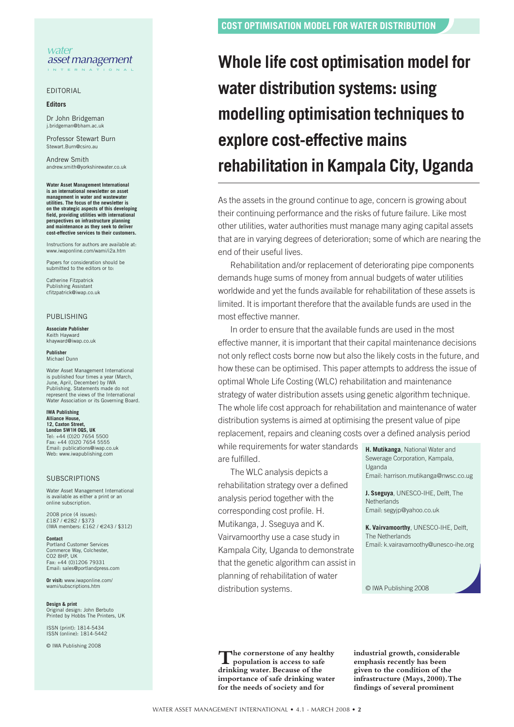# Whole life cost optimisation model for water distribution systems: using modelling optimisation techniques to explore cost-effective mains rehabilitation in Kampala City, Uganda

As the assets in the ground continue to age, concern is growing about their continuing performance and the risks of future failure. Like most other utilities, water authorities must manage many aging capital assets that are in varying degrees of deterioration; some of which are nearing the end of their useful lives.

Rehabilitation and/or replacement of deteriorating pipe components demands huge sums of money from annual budgets of water utilities worldwide and yet the funds available for rehabilitation of these assets is limited. It is important therefore that the available funds are used in the most effective manner.

In order to ensure that the available funds are used in the most effective manner, it is important that their capital maintenance decisions not only reflect costs borne now but also the likely costs in the future, and how these can be optimised. This paper attempts to address the issue of optimal Whole Life Costing (WLC) rehabilitation and maintenance strategy of water distribution assets using genetic algorithm technique. The whole life cost approach for rehabilitation and maintenance of water distribution systems is aimed at optimising the present value of pipe replacement, repairs and cleaning costs over a defined analysis period while requirements for water standards are fulfilled.

The WLC analysis depicts a rehabilitation strategy over a defined analysis period together with the corresponding cost profile. H. Mutikanga, J. Sseguya and K. Vairvamoorthy use a case study in Kampala City, Uganda to demonstrate that the genetic algorithm can assist in planning of rehabilitation of water distribution systems.

**H. Mutikanga**, National Water and Sewerage Corporation, Kampala, Uganda
Email: harrison.mutikanga@nwsc.co.ug

**J. Sseguya**, UNESCO-IHE, Delft, The Netherlands
Email: segyjp@yahoo.co.uk

**K. Vairvamoorthy**, UNESCO-IHE, Delft, The Netherlands
Email: k.vairavamoothy@unesco-ihe.org

© IWA Publishing 2008

**The cornerstone of any healthy population is access to safe drinking water. Because of the importance of safe drinking water for the needs of society and for industrial growth, considerable emphasis recently has been given to the condition of the infrastructure (Mays, 2000). The findings of several prominent**

---

*water asset management* INTERNATIONAL

EDITORIAL

**Editors**

Dr John Bridgeman
j.bridgeman@bham.ac.uk

Professor Stewart Burn
Stewart.Burn@csiro.au

Andrew Smith
andrew.smith@yorkshirewater.co.uk

**Water Asset Management International is an international newsletter on asset management in water and wastewater utilities. The focus of the newsletter is on the strategic aspects of this developing field, providing utilities with international perspectives on infrastructure planning and maintenance as they seek to deliver cost-effective services to their customers.**

Instructions for authors are available at: www.iwaponline.com/wami/i2a.htm

Papers for consideration should be submitted to the editors or to:

Catherine Fitzpatrick
Publishing Assistant
cfitzpatrick@iwap.co.uk

PUBLISHING

**Associate Publisher**
Keith Hayward
khayward@iwap.co.uk

**Publisher**
Michael Dunn

Water Asset Management International is published four times a year (March, June, April, December) by IWA Publishing. Statements made do not represent the views of the International Water Association or its Governing Board.

**IWA Publishing**
**Alliance House,**
**12, Caxton Street,**
**London SW1H 0QS, UK**
Tel: +44 (0)20 7654 5500
Fax: +44 (0)20 7654 5555
Email: publications@iwap.co.uk
Web: www.iwapublishing.com

SUBSCRIPTIONS

Water Asset Management International is available as either a print or an online subscription.

2008 price (4 issues):
£187 / €282 / $373
(IWA members: £162 / €243 / $312)

**Contact**
Portland Customer Services
Commerce Way, Colchester,
CO2 8HP, UK
Fax: +44 (0)1206 79331
Email: sales@portlandpress.com

**Or visit:** www.iwaponline.com/wami/subscriptions.htm

**Design & print**
Original design: John Berbuto
Printed by Hobbs The Printers, UK

ISSN (print): 1814-5434
ISSN (online): 1814-5442

© IWA Publishing 2008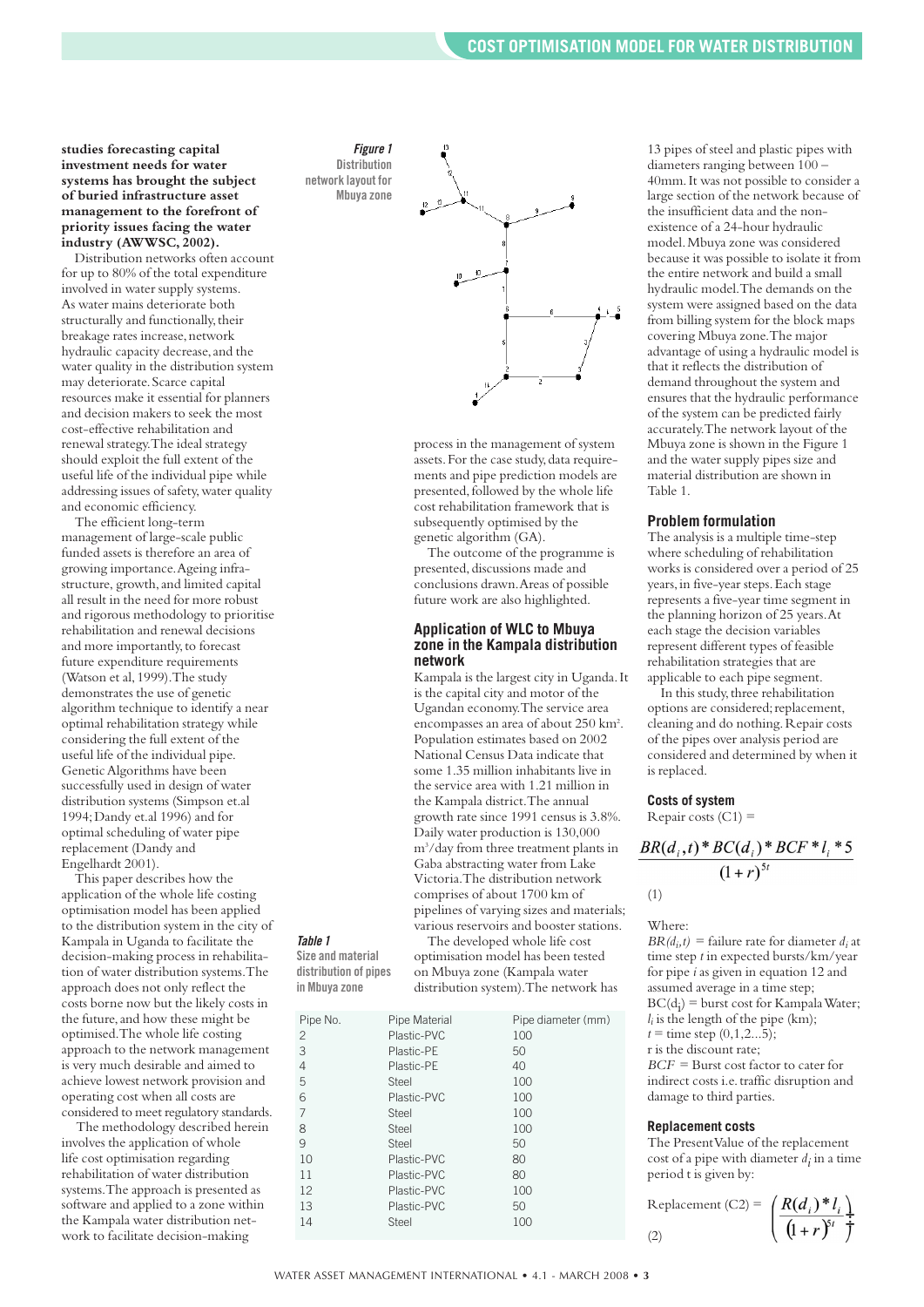**studies forecasting capital investment needs for water systems has brought the subject of buried infrastructure asset management to the forefront of priority issues facing the water industry (AWWSC, 2002).**

Distribution networks often account for up to 80% of the total expenditure involved in water supply systems. As water mains deteriorate both structurally and functionally, their breakage rates increase, network hydraulic capacity decrease, and the water quality in the distribution system may deteriorate. Scarce capital resources make it essential for planners and decision makers to seek the most cost-effective rehabilitation and renewal strategy. The ideal strategy should exploit the full extent of the useful life of the individual pipe while addressing issues of safety, water quality and economic efficiency.

The efficient long-term management of large-scale public funded assets is therefore an area of growing importance. Ageing infrastructure, growth, and limited capital all result in the need for more robust and rigorous methodology to prioritise rehabilitation and renewal decisions and more importantly, to forecast future expenditure requirements (Watson et al, 1999). The study demonstrates the use of genetic algorithm technique to identify a near optimal rehabilitation strategy while considering the full extent of the useful life of the individual pipe. Genetic Algorithms have been successfully used in design of water distribution systems (Simpson et.al 1994; Dandy et.al 1996) and for optimal scheduling of water pipe replacement (Dandy and Engelhardt 2001).

This paper describes how the application of the whole life costing optimisation model has been applied to the distribution system in the city of Kampala in Uganda to facilitate the decision-making process in rehabilitation of water distribution systems. The approach does not only reflect the costs borne now but the likely costs in the future, and how these might be optimised. The whole life costing approach to the network management is very much desirable and aimed to achieve lowest network provision and operating cost when all costs are considered to meet regulatory standards.

The methodology described herein involves the application of whole life cost optimisation regarding rehabilitation of water distribution systems. The approach is presented as software and applied to a zone within the Kampala water distribution network to facilitate decision-making process in the management of system assets. For the case study, data requirements and pipe prediction models are presented, followed by the whole life cost rehabilitation framework that is subsequently optimised by the genetic algorithm (GA).

The outcome of the programme is presented, discussions made and conclusions drawn. Areas of possible future work are also highlighted.

**Figure 1** Distribution network layout for Mbuya zone

## Application of WLC to Mbuya zone in the Kampala distribution network

Kampala is the largest city in Uganda. It is the capital city and motor of the Ugandan economy. The service area encompasses an area of about 250 km². Population estimates based on 2002 National Census Data indicate that some 1.35 million inhabitants live in the service area with 1.21 million in the Kampala district. The annual growth rate since 1991 census is 3.8%. Daily water production is 130,000 m³/day from three treatment plants in Gaba abstracting water from Lake Victoria. The distribution network comprises of about 1700 km of pipelines of varying sizes and materials; various reservoirs and booster stations.

The developed whole life cost optimisation model has been tested on Mbuya zone (Kampala water distribution system). The network has 13 pipes of steel and plastic pipes with diameters ranging between 100 – 40mm. It was not possible to consider a large section of the network because of the insufficient data and the non-existence of a 24-hour hydraulic model. Mbuya zone was considered because it was possible to isolate it from the entire network and build a small hydraulic model. The demands on the system were assigned based on the data from billing system for the block maps covering Mbuya zone. The major advantage of using a hydraulic model is that it reflects the distribution of demand throughout the system and ensures that the hydraulic performance of the system can be predicted fairly accurately. The network layout of the Mbuya zone is shown in the Figure 1 and the water supply pipes size and material distribution are shown in Table 1.

**Table 1** Size and material distribution of pipes in Mbuya zone

| Pipe No. | Pipe Material | Pipe diameter (mm) |
|---|---|---|
| 2 | Plastic-PVC | 100 |
| 3 | Plastic-PE | 50 |
| 4 | Plastic-PE | 40 |
| 5 | Steel | 100 |
| 6 | Plastic-PVC | 100 |
| 7 | Steel | 100 |
| 8 | Steel | 100 |
| 9 | Steel | 50 |
| 10 | Plastic-PVC | 80 |
| 11 | Plastic-PVC | 80 |
| 12 | Plastic-PVC | 100 |
| 13 | Plastic-PVC | 50 |
| 14 | Steel | 100 |

### Problem formulation

The analysis is a multiple time-step where scheduling of rehabilitation works is considered over a period of 25 years, in five-year steps. Each stage represents a five-year time segment in the planning horizon of 25 years. At each stage the decision variables represent different types of feasible rehabilitation strategies that are applicable to each pipe segment.

In this study, three rehabilitation options are considered; replacement, cleaning and do nothing. Repair costs of the pipes over analysis period are considered and determined by when it is replaced.

### Costs of system

Repair costs (C1) =

$$\frac{BR(d_i,t) * BC(d_i) * BCF * l_i * 5}{(1+r)^{5t}} \quad (1)$$

Where:

$BR(d_i,t)$ = failure rate for diameter $d_i$ at time step $t$ in expected bursts/km/year for pipe $i$ as given in equation 12 and assumed average in a time step;

$BC(d_i)$ = burst cost for Kampala Water;

$l_i$ is the length of the pipe (km);

$t$ = time step (0,1,2...5);

r is the discount rate;

$BCF$ = Burst cost factor to cater for indirect costs i.e. traffic disruption and damage to third parties.

### Replacement costs

The Present Value of the replacement cost of a pipe with diameter $d_i$ in a time period t is given by:

$$\text{Replacement (C2)} = \left(\frac{R(d_i) * l_i}{(1+r)^{5t}}\right) \quad (2)$$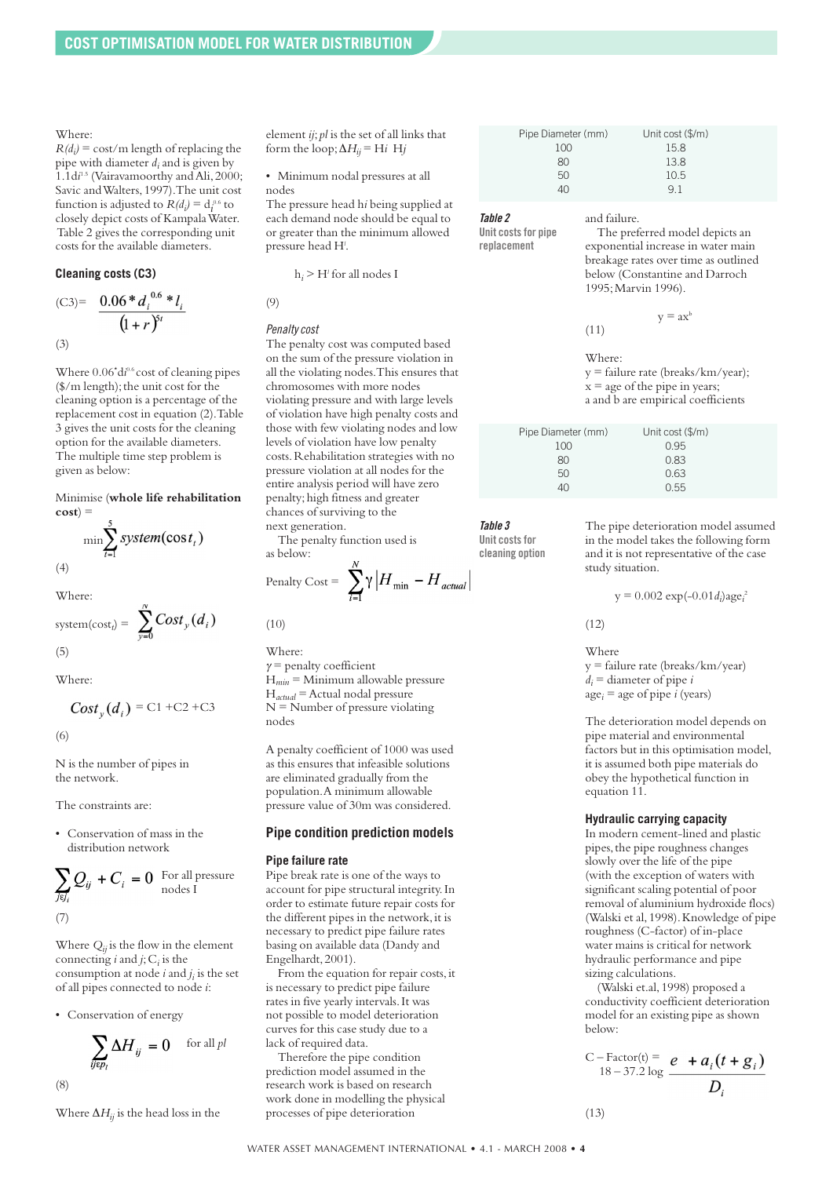Where:
$R(d_i)$ = cost/m length of replacing the pipe with diameter $d_i$ and is given by $1.1d_i^{1.5}$ (Vairavamoorthy and Ali, 2000; Savic and Walters, 1997). The unit cost function is adjusted to $R(d_i) = d_i^{0.6}$ to closely depict costs of Kampala Water. Table 2 gives the corresponding unit costs for the available diameters.

### Cleaning costs (C3)

$$(C3) = \frac{0.06 * d_i^{0.6} * l_i}{(1+r)^{5t}}$$

(3)

Where $0.06^* d_i^{0.6}$ cost of cleaning pipes ($/m length); the unit cost for the cleaning option is a percentage of the replacement cost in equation (2). Table 3 gives the unit costs for the cleaning option for the available diameters. The multiple time step problem is given as below:

Minimise (**whole life rehabilitation cost**) =

$$\min \sum_{t=1}^{5} system(cost_t)$$

(4)

Where:

$$system(cost_t) = \sum_{y=0}^{N} Cost_y(d_i)$$

(5)

Where:

$$Cost_y(d_i) = C1 + C2 + C3$$

(6)

N is the number of pipes in the network.

The constraints are:

- Conservation of mass in the distribution network

$$\sum_{j \in J_i} Q_{ij} + C_i = 0 \quad \text{For all pressure nodes I}$$

(7)

Where $Q_{ij}$ is the flow in the element connecting $i$ and $j$; $C_i$ is the consumption at node $i$ and $j_i$ is the set of all pipes connected to node $i$:

- Conservation of energy

$$\sum_{ij \in p_l} \Delta H_{ij} = 0 \quad \text{for all } pl$$

(8)

Where $\Delta H_{ij}$ is the head loss in the element $ij$; $pl$ is the set of all links that form the loop; $\Delta H_{ij} = Hi \;\; Hj$

- Minimum nodal pressures at all nodes

The pressure head $hi$ being supplied at each demand node should be equal to or greater than the minimum allowed pressure head $H^i$.

$$h_i > H^i \text{ for all nodes I}$$

(9)

*Penalty cost*

The penalty cost was computed based on the sum of the pressure violation in all the violating nodes. This ensures that chromosomes with more nodes violating pressure and with large levels of violation have high penalty costs and those with few violating nodes and low levels of violation have low penalty costs. Rehabilitation strategies with no pressure violation at all nodes for the entire analysis period will have zero penalty; high fitness and greater chances of surviving to the next generation.

The penalty function used is as below:

$$\text{Penalty Cost} = \sum_{i=1}^{N} \gamma \left| H_{\min} - H_{actual} \right|$$

(10)

Where:
$\gamma$ = penalty coefficient
$H_{min}$ = Minimum allowable pressure
$H_{actual}$ = Actual nodal pressure
N = Number of pressure violating nodes

A penalty coefficient of 1000 was used as this ensures that infeasible solutions are eliminated gradually from the population. A minimum allowable pressure value of 30m was considered.

## Pipe condition prediction models

### Pipe failure rate

Pipe break rate is one of the ways to account for pipe structural integrity. In order to estimate future repair costs for the different pipes in the network, it is necessary to predict pipe failure rates basing on available data (Dandy and Engelhardt, 2001).

From the equation for repair costs, it is necessary to predict pipe failure rates in five yearly intervals. It was not possible to model deterioration curves for this case study due to a lack of required data.

Therefore the pipe condition prediction model assumed in the research work is based on research work done in modelling the physical processes of pipe deterioration and failure.

| Pipe Diameter (mm) | Unit cost ($/m) |
|---|---|
| 100 | 15.8 |
| 80 | 13.8 |
| 50 | 10.5 |
| 40 | 9.1 |

***Table 2*** **Unit costs for pipe replacement**

The preferred model depicts an exponential increase in water main breakage rates over time as outlined below (Constantine and Darroch 1995; Marvin 1996).

$$y = ax^b$$

(11)

Where:
y = failure rate (breaks/km/year);
x = age of the pipe in years;
a and b are empirical coefficients

| Pipe Diameter (mm) | Unit cost ($/m) |
|---|---|
| 100 | 0.95 |
| 80 | 0.83 |
| 50 | 0.63 |
| 40 | 0.55 |

***Table 3*** **Unit costs for cleaning option**

The pipe deterioration model assumed in the model takes the following form and it is not representative of the case study situation.

$$y = 0.002 \exp(-0.01 d_i) age_i^2$$

(12)

Where
y = failure rate (breaks/km/year)
$d_i$ = diameter of pipe $i$
$age_i$ = age of pipe $i$ (years)

The deterioration model depends on pipe material and environmental factors but in this optimisation model, it is assumed both pipe materials do obey the hypothetical function in equation 11.

### Hydraulic carrying capacity

In modern cement-lined and plastic pipes, the pipe roughness changes slowly over the life of the pipe (with the exception of waters with significant scaling potential of poor removal of aluminium hydroxide flocs) (Walski et al, 1998). Knowledge of pipe roughness (C-factor) of in-place water mains is critical for network hydraulic performance and pipe sizing calculations.

(Walski et.al, 1998) proposed a conductivity coefficient deterioration model for an existing pipe as shown below:

$$C - Factor(t) = 18 - 37.2 \log \frac{e + a_i(t + g_i)}{D_i}$$

(13)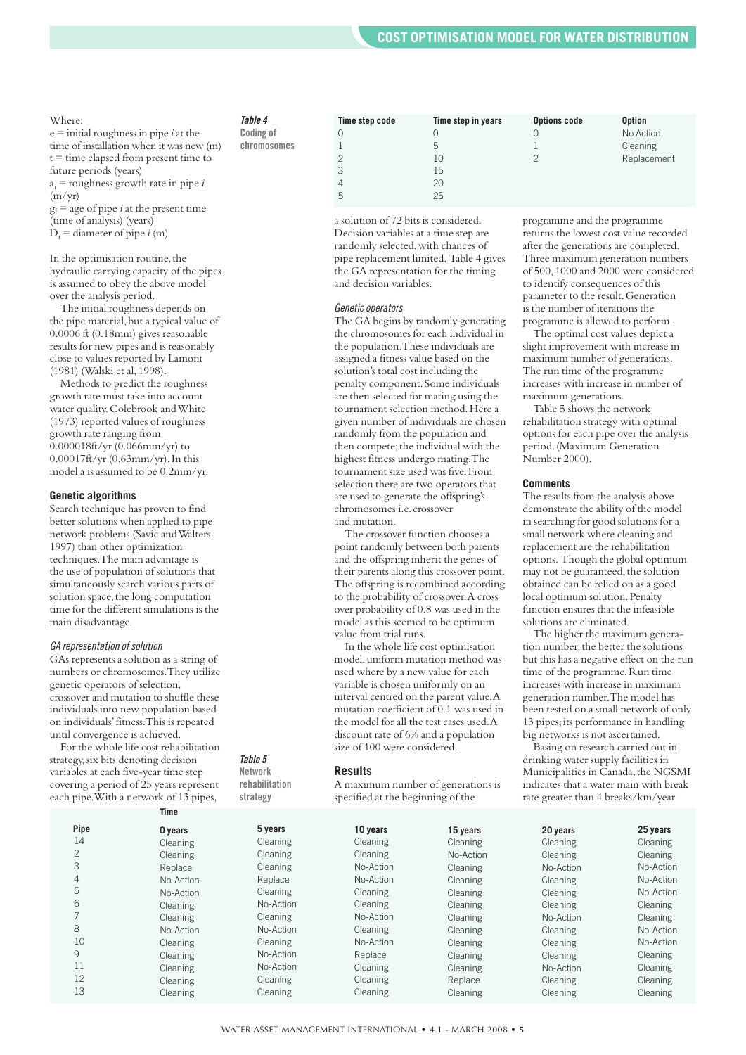Where:
e = initial roughness in pipe *i* at the time of installation when it was new (m)
t = time elapsed from present time to future periods (years)
$a_i$ = roughness growth rate in pipe *i* (m/yr)
$g_i$ = age of pipe *i* at the present time (time of analysis) (years)
$D_i$ = diameter of pipe *i* (m)

In the optimisation routine, the hydraulic carrying capacity of the pipes is assumed to obey the above model over the analysis period.

The initial roughness depends on the pipe material, but a typical value of 0.0006 ft (0.18mm) gives reasonable results for new pipes and is reasonably close to values reported by Lamont (1981) (Walski et al, 1998).

Methods to predict the roughness growth rate must take into account water quality. Colebrook and White (1973) reported values of roughness growth rate ranging from 0.000018ft/yr (0.066mm/yr) to 0.00017ft/yr (0.63mm/yr). In this model a is assumed to be 0.2mm/yr.

### Genetic algorithms

Search technique has proven to find better solutions when applied to pipe network problems (Savic and Walters 1997) than other optimization techniques. The main advantage is the use of population of solutions that simultaneously search various parts of solution space, the long computation time for the different simulations is the main disadvantage.

#### *GA representation of solution*

GAs represents a solution as a string of numbers or chromosomes. They utilize genetic operators of selection, crossover and mutation to shuffle these individuals into new population based on individuals' fitness. This is repeated until convergence is achieved.

For the whole life cost rehabilitation strategy, six bits denoting decision variables at each five-year time step covering a period of 25 years represent each pipe. With a network of 13 pipes, a solution of 72 bits is considered. Decision variables at a time step are randomly selected, with chances of pipe replacement limited. Table 4 gives the GA representation for the timing and decision variables.

**Table 4** Coding of chromosomes

| Time step code | Time step in years | Options code | Option |
|---|---|---|---|
| 0 | 0 | 0 | No Action |
| 1 | 5 | 1 | Cleaning |
| 2 | 10 | 2 | Replacement |
| 3 | 15 | | |
| 4 | 20 | | |
| 5 | 25 | | |

#### *Genetic operators*

The GA begins by randomly generating the chromosomes for each individual in the population. These individuals are assigned a fitness value based on the solution's total cost including the penalty component. Some individuals are then selected for mating using the tournament selection method. Here a given number of individuals are chosen randomly from the population and then compete; the individual with the highest fitness undergo mating. The tournament size used was five. From selection there are two operators that are used to generate the offspring's chromosomes i.e. crossover and mutation.

The crossover function chooses a point randomly between both parents and the offspring inherit the genes of their parents along this crossover point. The offspring is recombined according to the probability of crossover. A cross over probability of 0.8 was used in the model as this seemed to be optimum value from trial runs.

In the whole life cost optimisation model, uniform mutation method was used where by a new value for each variable is chosen uniformly on an interval centred on the parent value. A mutation coefficient of 0.1 was used in the model for all the test cases used. A discount rate of 6% and a population size of 100 were considered.

### Results

A maximum number of generations is specified at the beginning of the programme and the programme returns the lowest cost value recorded after the generations are completed. Three maximum generation numbers of 500, 1000 and 2000 were considered to identify consequences of this parameter to the result. Generation is the number of iterations the programme is allowed to perform.

The optimal cost values depict a slight improvement with increase in maximum number of generations. The run time of the programme increases with increase in number of maximum generations.

Table 5 shows the network rehabilitation strategy with optimal options for each pipe over the analysis period. (Maximum Generation Number 2000).

### Comments

The results from the analysis above demonstrate the ability of the model in searching for good solutions for a small network where cleaning and replacement are the rehabilitation options. Though the global optimum may not be guaranteed, the solution obtained can be relied on as a good local optimum solution. Penalty function ensures that the infeasible solutions are eliminated.

The higher the maximum generation number, the better the solutions but this has a negative effect on the run time of the programme. Run time increases with increase in maximum generation number. The model has been tested on a small network of only 13 pipes; its performance in handling big networks is not ascertained.

Basing on research carried out in drinking water supply facilities in Municipalities in Canada, the NGSMI indicates that a water main with break rate greater than 4 breaks/km/year

**Table 5** Network rehabilitation strategy

| Pipe | Time | | | | | |
|---|---|---|---|---|---|---|
| | 0 years | 5 years | 10 years | 15 years | 20 years | 25 years |
| 14 | Cleaning | Cleaning | Cleaning | Cleaning | Cleaning | Cleaning |
| 2 | Cleaning | Cleaning | Cleaning | No-Action | Cleaning | Cleaning |
| 3 | Replace | Cleaning | No-Action | Cleaning | No-Action | No-Action |
| 4 | No-Action | Replace | No-Action | Cleaning | Cleaning | No-Action |
| 5 | No-Action | Cleaning | Cleaning | Cleaning | Cleaning | No-Action |
| 6 | Cleaning | No-Action | Cleaning | Cleaning | Cleaning | Cleaning |
| 7 | Cleaning | Cleaning | No-Action | Cleaning | No-Action | Cleaning |
| 8 | No-Action | No-Action | Cleaning | Cleaning | Cleaning | No-Action |
| 10 | Cleaning | Cleaning | No-Action | Cleaning | Cleaning | No-Action |
| 9 | Cleaning | No-Action | Replace | Cleaning | Cleaning | Cleaning |
| 11 | Cleaning | No-Action | Cleaning | Cleaning | No-Action | Cleaning |
| 12 | Cleaning | Cleaning | Cleaning | Replace | Cleaning | Cleaning |
| 13 | Cleaning | Cleaning | Cleaning | Cleaning | Cleaning | Cleaning |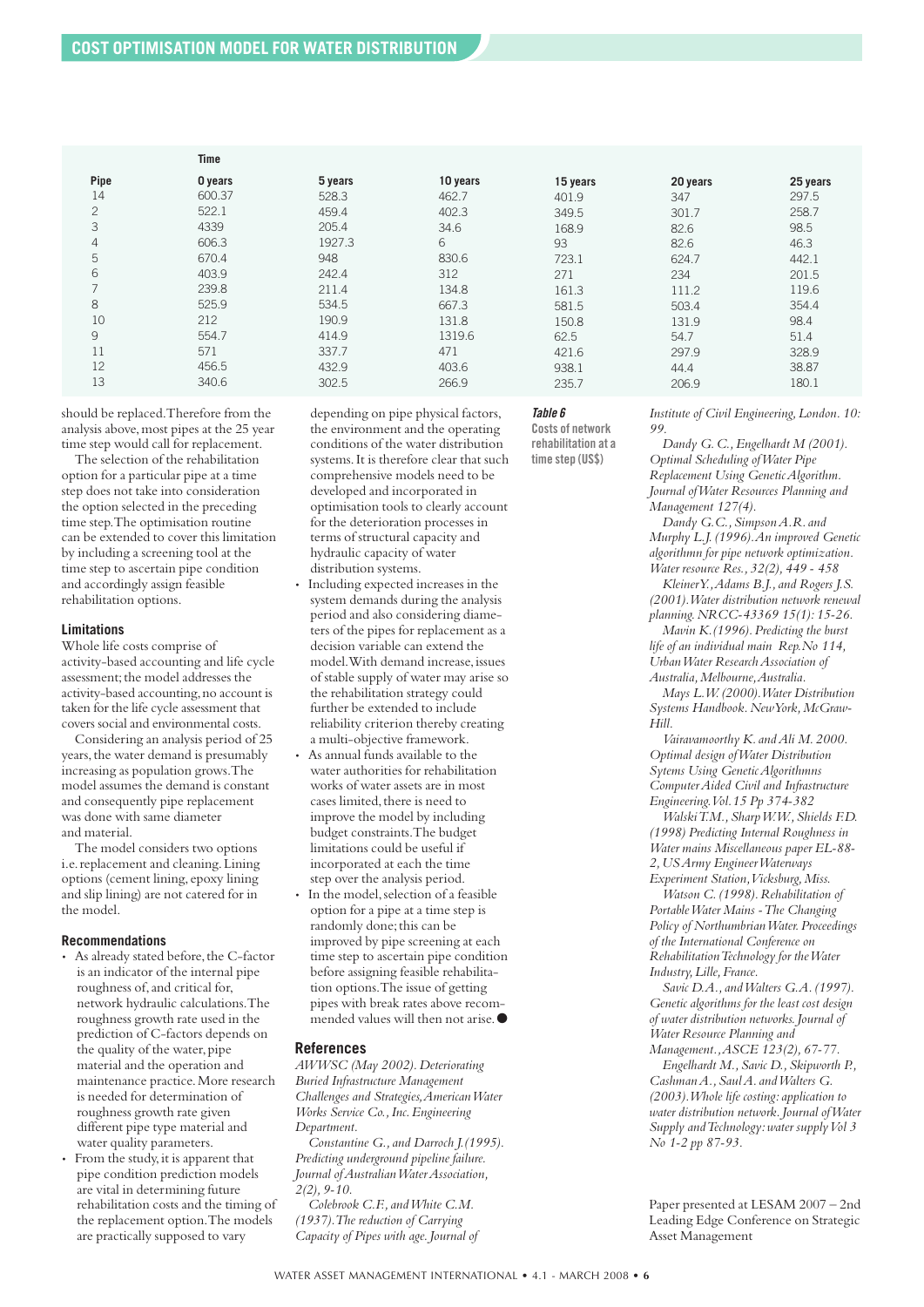| Pipe | Time | | | | | |
|---|---|---|---|---|---|---|
| | 0 years | 5 years | 10 years | 15 years | 20 years | 25 years |
| 14 | 600.37 | 528.3 | 462.7 | 401.9 | 347 | 297.5 |
| 2 | 522.1 | 459.4 | 402.3 | 349.5 | 301.7 | 258.7 |
| 3 | 4339 | 205.4 | 34.6 | 168.9 | 82.6 | 98.5 |
| 4 | 606.3 | 1927.3 | 6 | 93 | 82.6 | 46.3 |
| 5 | 670.4 | 948 | 830.6 | 723.1 | 624.7 | 442.1 |
| 6 | 403.9 | 242.4 | 312 | 271 | 234 | 201.5 |
| 7 | 239.8 | 211.4 | 134.8 | 161.3 | 111.2 | 119.6 |
| 8 | 525.9 | 534.5 | 667.3 | 581.5 | 503.4 | 354.4 |
| 10 | 212 | 190.9 | 131.8 | 150.8 | 131.9 | 98.4 |
| 9 | 554.7 | 414.9 | 1319.6 | 62.5 | 54.7 | 51.4 |
| 11 | 571 | 337.7 | 471 | 421.6 | 297.9 | 328.9 |
| 12 | 456.5 | 432.9 | 403.6 | 938.1 | 44.4 | 38.87 |
| 13 | 340.6 | 302.5 | 266.9 | 235.7 | 206.9 | 180.1 |

***Table 6*** **Costs of network rehabilitation at a time step (US$)**

should be replaced. Therefore from the analysis above, most pipes at the 25 year time step would call for replacement.

The selection of the rehabilitation option for a particular pipe at a time step does not take into consideration the option selected in the preceding time step. The optimisation routine can be extended to cover this limitation by including a screening tool at the time step to ascertain pipe condition and accordingly assign feasible rehabilitation options.

### Limitations

Whole life costs comprise of activity-based accounting and life cycle assessment; the model addresses the activity-based accounting, no account is taken for the life cycle assessment that covers social and environmental costs.

Considering an analysis period of 25 years, the water demand is presumably increasing as population grows. The model assumes the demand is constant and consequently pipe replacement was done with same diameter and material.

The model considers two options i.e. replacement and cleaning. Lining options (cement lining, epoxy lining and slip lining) are not catered for in the model.

### Recommendations

- As already stated before, the C-factor is an indicator of the internal pipe roughness of, and critical for, network hydraulic calculations. The roughness growth rate used in the prediction of C-factors depends on the quality of the water, pipe material and the operation and maintenance practice. More research is needed for determination of roughness growth rate given different pipe type material and water quality parameters.
- From the study, it is apparent that pipe condition prediction models are vital in determining future rehabilitation costs and the timing of the replacement option. The models are practically supposed to vary depending on pipe physical factors, the environment and the operating conditions of the water distribution systems. It is therefore clear that such comprehensive models need to be developed and incorporated in optimisation tools to clearly account for the deterioration processes in terms of structural capacity and hydraulic capacity of water distribution systems.
- Including expected increases in the system demands during the analysis period and also considering diameters of the pipes for replacement as a decision variable can extend the model. With demand increase, issues of stable supply of water may arise so the rehabilitation strategy could further be extended to include reliability criterion thereby creating a multi-objective framework.
- As annual funds available to the water authorities for rehabilitation works of water assets are in most cases limited, there is need to improve the model by including budget constraints. The budget limitations could be useful if incorporated at each the time step over the analysis period.
- In the model, selection of a feasible option for a pipe at a time step is randomly done; this can be improved by pipe screening at each time step to ascertain pipe condition before assigning feasible rehabilitation options. The issue of getting pipes with break rates above recommended values will then not arise. ●

### References

*AWWSC (May 2002). Deteriorating Buried Infrastructure Management Challenges and Strategies, American Water Works Service Co., Inc. Engineering Department.*

*Constantine G., and Darroch J. (1995). Predicting underground pipeline failure. Journal of Australian Water Association, 2(2), 9-10.*

*Colebrook C.F., and White C.M. (1937). The reduction of Carrying Capacity of Pipes with age. Journal of Institute of Civil Engineering, London. 10: 99.*

*Dandy G. C., Engelhardt M (2001). Optimal Scheduling of Water Pipe Replacement Using Genetic Algorithm. Journal of Water Resources Planning and Management 127(4).*

*Dandy G.C., Simpson A.R. and Murphy L.J. (1996). An improved Genetic algorithmn for pipe network optimization. Water resource Res., 32(2), 449 - 458*

*Kleiner Y., Adams B.J., and Rogers J.S. (2001). Water distribution network renewal planning. NRCC-43369 15(1): 15-26.*

*Mavin K. (1996). Predicting the burst life of an individual main Rep. No 114, Urban Water Research Association of Australia, Melbourne, Australia.*

*Mays L.W. (2000). Water Distribution Systems Handbook. New York, McGraw-Hill.*

*Vairavamoorthy K. and Ali M. 2000. Optimal design of Water Distribution Sytems Using Genetic Algorithmns Computer Aided Civil and Infrastructure Engineering. Vol. 15 Pp 374-382*

*Walski T.M., Sharp W.W., Shields F.D. (1998) Predicting Internal Roughness in Water mains Miscellaneous paper EL-88-2, US Army Engineer Waterways Experiment Station, Vicksburg, Miss.*

*Watson C. (1998). Rehabilitation of Portable Water Mains - The Changing Policy of Northumbrian Water. Proceedings of the International Conference on Rehabilitation Technology for the Water Industry, Lille, France.*

*Savic D.A., and Walters G.A. (1997). Genetic algorithms for the least cost design of water distribution networks. Journal of Water Resource Planning and Management., ASCE 123(2), 67-77.*

*Engelhardt M., Savic D., Skipworth P., Cashman A., Saul A. and Walters G. (2003). Whole life costing: application to water distribution network. Journal of Water Supply and Technology: water supply Vol 3 No 1-2 pp 87-93.*

Paper presented at LESAM 2007 – 2nd Leading Edge Conference on Strategic Asset Management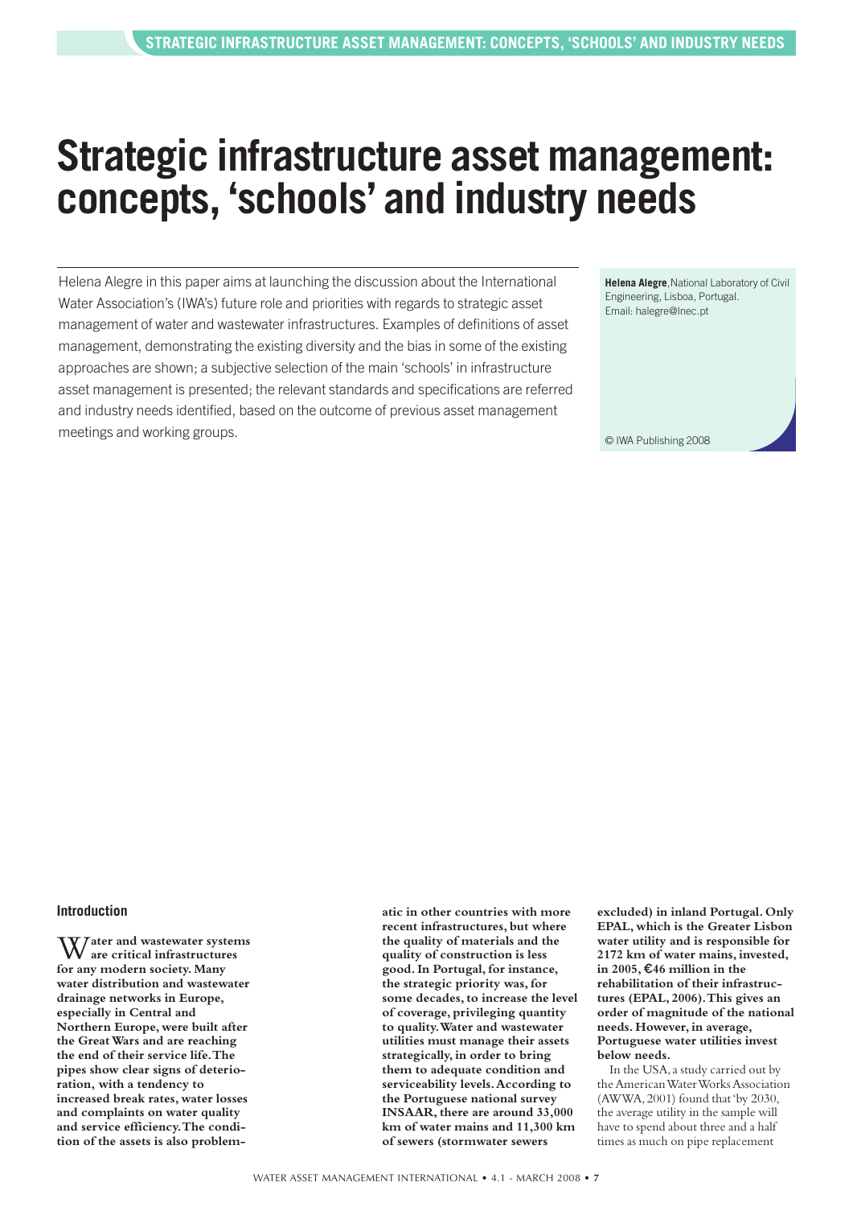# Strategic infrastructure asset management: concepts, 'schools' and industry needs

Helena Alegre in this paper aims at launching the discussion about the International Water Association's (IWA's) future role and priorities with regards to strategic asset management of water and wastewater infrastructures. Examples of definitions of asset management, demonstrating the existing diversity and the bias in some of the existing approaches are shown; a subjective selection of the main 'schools' in infrastructure asset management is presented; the relevant standards and specifications are referred and industry needs identified, based on the outcome of previous asset management meetings and working groups.

**Helena Alegre**, National Laboratory of Civil Engineering, Lisboa, Portugal. Email: halegre@lnec.pt

© IWA Publishing 2008

## Introduction

**Water and wastewater systems are critical infrastructures for any modern society. Many water distribution and wastewater drainage networks in Europe, especially in Central and Northern Europe, were built after the Great Wars and are reaching the end of their service life. The pipes show clear signs of deterioration, with a tendency to increased break rates, water losses and complaints on water quality and service efficiency. The condition of the assets is also problematic in other countries with more recent infrastructures, but where the quality of materials and the quality of construction is less good. In Portugal, for instance, the strategic priority was, for some decades, to increase the level of coverage, privileging quantity to quality. Water and wastewater utilities must manage their assets strategically, in order to bring them to adequate condition and serviceability levels. According to the Portuguese national survey INSAAR, there are around 33,000 km of water mains and 11,300 km of sewers (stormwater sewers excluded) in inland Portugal. Only EPAL, which is the Greater Lisbon water utility and is responsible for 2172 km of water mains, invested, in 2005, €46 million in the rehabilitation of their infrastructures (EPAL, 2006). This gives an order of magnitude of the national needs. However, in average, Portuguese water utilities invest below needs.**

In the USA, a study carried out by the American Water Works Association (AWWA, 2001) found that 'by 2030, the average utility in the sample will have to spend about three and a half times as much on pipe replacement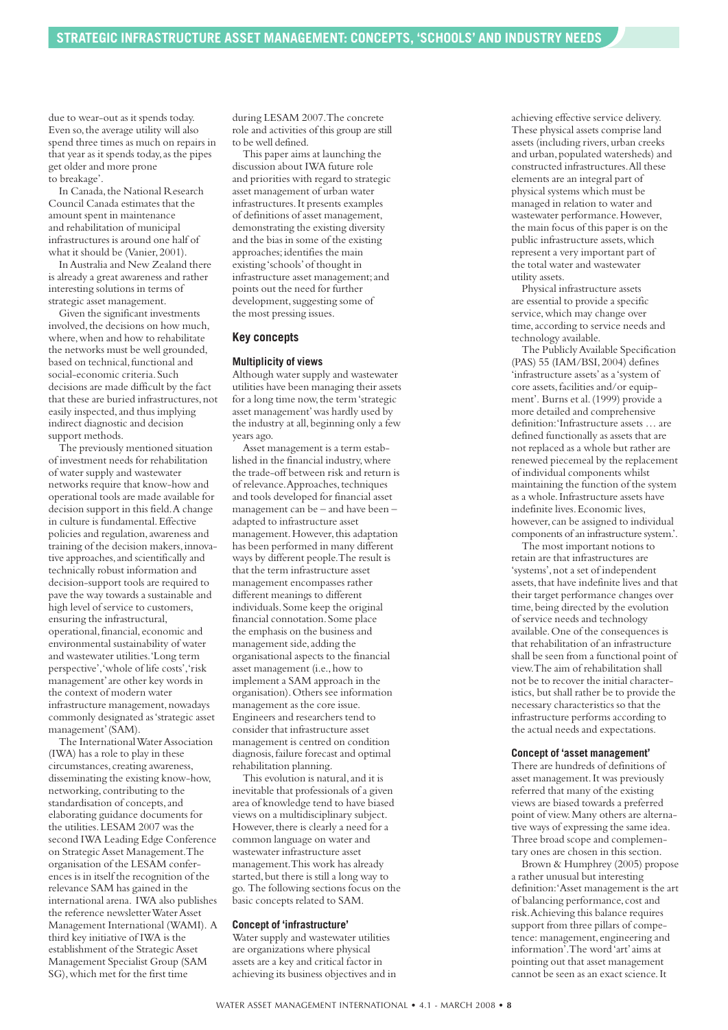due to wear-out as it spends today. Even so, the average utility will also spend three times as much on repairs in that year as it spends today, as the pipes get older and more prone to breakage'.

In Canada, the National Research Council Canada estimates that the amount spent in maintenance and rehabilitation of municipal infrastructures is around one half of what it should be (Vanier, 2001).

In Australia and New Zealand there is already a great awareness and rather interesting solutions in terms of strategic asset management.

Given the significant investments involved, the decisions on how much, where, when and how to rehabilitate the networks must be well grounded, based on technical, functional and social-economic criteria. Such decisions are made difficult by the fact that these are buried infrastructures, not easily inspected, and thus implying indirect diagnostic and decision support methods.

The previously mentioned situation of investment needs for rehabilitation of water supply and wastewater networks require that know-how and operational tools are made available for decision support in this field. A change in culture is fundamental. Effective policies and regulation, awareness and training of the decision makers, innovative approaches, and scientifically and technically robust information and decision-support tools are required to pave the way towards a sustainable and high level of service to customers, ensuring the infrastructural, operational, financial, economic and environmental sustainability of water and wastewater utilities. 'Long term perspective', 'whole of life costs', 'risk management' are other key words in the context of modern water infrastructure management, nowadays commonly designated as 'strategic asset management' (SAM).

The International Water Association (IWA) has a role to play in these circumstances, creating awareness, disseminating the existing know-how, networking, contributing to the standardisation of concepts, and elaborating guidance documents for the utilities. LESAM 2007 was the second IWA Leading Edge Conference on Strategic Asset Management. The organisation of the LESAM conferences is in itself the recognition of the relevance SAM has gained in the international arena. IWA also publishes the reference newsletter Water Asset Management International (WAMI). A third key initiative of IWA is the establishment of the Strategic Asset Management Specialist Group (SAM SG), which met for the first time during LESAM 2007. The concrete role and activities of this group are still to be well defined.

This paper aims at launching the discussion about IWA future role and priorities with regard to strategic asset management of urban water infrastructures. It presents examples of definitions of asset management, demonstrating the existing diversity and the bias in some of the existing approaches; identifies the main existing 'schools' of thought in infrastructure asset management; and points out the need for further development, suggesting some of the most pressing issues.

## Key concepts

### Multiplicity of views

Although water supply and wastewater utilities have been managing their assets for a long time now, the term 'strategic asset management' was hardly used by the industry at all, beginning only a few years ago.

Asset management is a term established in the financial industry, where the trade-off between risk and return is of relevance. Approaches, techniques and tools developed for financial asset management can be – and have been – adapted to infrastructure asset management. However, this adaptation has been performed in many different ways by different people. The result is that the term infrastructure asset management encompasses rather different meanings to different individuals. Some keep the original financial connotation. Some place the emphasis on the business and management side, adding the organisational aspects to the financial asset management (i.e., how to implement a SAM approach in the organisation). Others see information management as the core issue. Engineers and researchers tend to consider that infrastructure asset management is centred on condition diagnosis, failure forecast and optimal rehabilitation planning.

This evolution is natural, and it is inevitable that professionals of a given area of knowledge tend to have biased views on a multidisciplinary subject. However, there is clearly a need for a common language on water and wastewater infrastructure asset management. This work has already started, but there is still a long way to go. The following sections focus on the basic concepts related to SAM.

### Concept of 'infrastructure'

Water supply and wastewater utilities are organizations where physical assets are a key and critical factor in achieving its business objectives and in achieving effective service delivery. These physical assets comprise land assets (including rivers, urban creeks and urban, populated watersheds) and constructed infrastructures. All these elements are an integral part of physical systems which must be managed in relation to water and wastewater performance. However, the main focus of this paper is on the public infrastructure assets, which represent a very important part of the total water and wastewater utility assets.

Physical infrastructure assets are essential to provide a specific service, which may change over time, according to service needs and technology available.

The Publicly Available Specification (PAS) 55 (IAM/BSI, 2004) defines 'infrastructure assets' as a 'system of core assets, facilities and/or equipment'. Burns et al. (1999) provide a more detailed and comprehensive definition: 'Infrastructure assets … are defined functionally as assets that are not replaced as a whole but rather are renewed piecemeal by the replacement of individual components whilst maintaining the function of the system as a whole. Infrastructure assets have indefinite lives. Economic lives, however, can be assigned to individual components of an infrastructure system.'.

The most important notions to retain are that infrastructures are 'systems', not a set of independent assets, that have indefinite lives and that their target performance changes over time, being directed by the evolution of service needs and technology available. One of the consequences is that rehabilitation of an infrastructure shall be seen from a functional point of view. The aim of rehabilitation shall not be to recover the initial characteristics, but shall rather be to provide the necessary characteristics so that the infrastructure performs according to the actual needs and expectations.

### Concept of 'asset management'

There are hundreds of definitions of asset management. It was previously referred that many of the existing views are biased towards a preferred point of view. Many others are alternative ways of expressing the same idea. Three broad scope and complementary ones are chosen in this section.

Brown & Humphrey (2005) propose a rather unusual but interesting definition: 'Asset management is the art of balancing performance, cost and risk. Achieving this balance requires support from three pillars of competence: management, engineering and information'. The word 'art' aims at pointing out that asset management cannot be seen as an exact science. It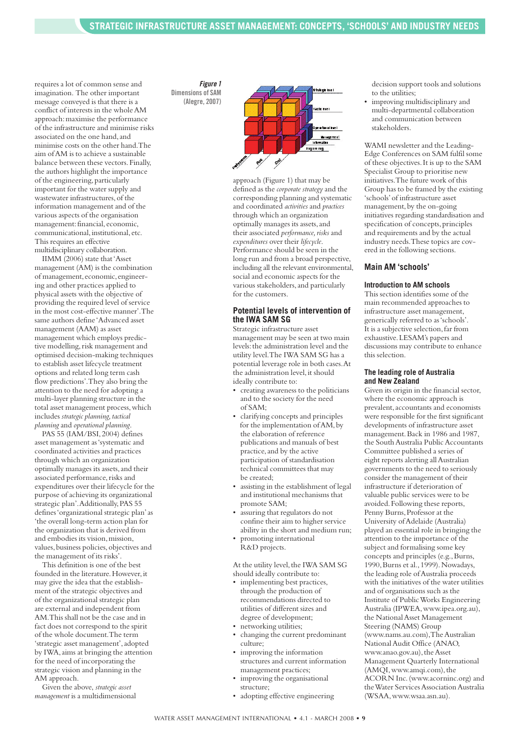requires a lot of common sense and imagination. The other important message conveyed is that there is a conflict of interests in the whole AM approach: maximise the performance of the infrastructure and minimise risks associated on the one hand, and minimise costs on the other hand. The aim of AM is to achieve a sustainable balance between these vectors. Finally, the authors highlight the importance of the engineering, particularly important for the water supply and wastewater infrastructures, of the information management and of the various aspects of the organisation management: financial, economic, communicational, institutional, etc. This requires an effective multidisciplinary collaboration.

IIMM (2006) state that 'Asset management (AM) is the combination of management, economic, engineering and other practices applied to physical assets with the objective of providing the required level of service in the most cost-effective manner'. The same authors define 'Advanced asset management (AAM) as asset management which employs predictive modelling, risk management and optimised decision-making techniques to establish asset lifecycle treatment options and related long term cash flow predictions'. They also bring the attention to the need for adopting a multi-layer planning structure in the total asset management process, which includes *strategic planning, tactical planning* and *operational planning*.

PAS 55 (IAM/BSI, 2004) defines asset management as 'systematic and coordinated activities and practices through which an organization optimally manages its assets, and their associated performance, risks and expenditures over their lifecycle for the purpose of achieving its organizational strategic plan'. Additionally, PAS 55 defines 'organizational strategic plan' as 'the overall long-term action plan for the organization that is derived from and embodies its vision, mission, values, business policies, objectives and the management of its risks'.

This definition is one of the best founded in the literature. However, it may give the idea that the establishment of the strategic objectives and of the organizational strategic plan are external and independent from AM. This shall not be the case and in fact does not correspond to the spirit of the whole document. The term 'strategic asset management', adopted by IWA, aims at bringing the attention for the need of incorporating the strategic vision and planning in the AM approach.

Given the above, *strategic asset management* is a multidimensional approach (Figure 1) that may be defined as the *corporate strategy* and the corresponding planning and systematic and coordinated *activities* and *practices* through which an organization optimally manages its assets, and their associated *performance, risks* and *expenditures* over their *lifecycle*. Performance should be seen in the long run and from a broad perspective, including all the relevant environmental, social and economic aspects for the various stakeholders, and particularly for the customers.

***Figure 1*** **Dimensions of SAM (Alegre, 2007)**

## Potential levels of intervention of the IWA SAM SG

Strategic infrastructure asset management may be seen at two main levels: the administration level and the utility level. The IWA SAM SG has a potential leverage role in both cases. At the administration level, it should ideally contribute to:

- creating awareness to the politicians and to the society for the need of SAM;
- clarifying concepts and principles for the implementation of AM, by the elaboration of reference publications and manuals of best practice, and by the active participation of standardisation technical committees that may be created;
- assisting in the establishment of legal and institutional mechanisms that promote SAM;
- assuring that regulators do not confine their aim to higher service ability in the short and medium run;
- promoting international R&D projects.

At the utility level, the IWA SAM SG should ideally contribute to:

- implementing best practices, through the production of recommendations directed to utilities of different sizes and degree of development;
- networking utilities;
- changing the current predominant culture;
- improving the information structures and current information management practices;
- improving the organisational structure;
- adopting effective engineering decision support tools and solutions to the utilities;
- improving multidisciplinary and multi-departmental collaboration and communication between stakeholders.

WAMI newsletter and the Leading-Edge Conferences on SAM fulfil some of these objectives. It is up to the SAM Specialist Group to prioritise new initiatives. The future work of this Group has to be framed by the existing 'schools' of infrastructure asset management, by the on-going initiatives regarding standardisation and specification of concepts, principles and requirements and by the actual industry needs. These topics are covered in the following sections.

## Main AM 'schools'

### Introduction to AM schools

This section identifies some of the main recommended approaches to infrastructure asset management, generically referred to as 'schools'. It is a subjective selection, far from exhaustive. LESAM's papers and discussions may contribute to enhance this selection.

### The leading role of Australia and New Zealand

Given its origin in the financial sector, where the economic approach is prevalent, accountants and economists were responsible for the first significant developments of infrastructure asset management. Back in 1986 and 1987, the South Australia Public Accountants Committee published a series of eight reports alerting all Australian governments to the need to seriously consider the management of their infrastructure if deterioration of valuable public services were to be avoided. Following these reports, Penny Burns, Professor at the University of Adelaide (Australia) played an essential role in bringing the attention to the importance of the subject and formalising some key concepts and principles (e.g., Burns, 1990, Burns et al., 1999). Nowadays, the leading role of Australia proceeds with the initiatives of the water utilities and of organisations such as the Institute of Public Works Engineering Australia (IPWEA, www.ipea.org.au), the National Asset Management Steering (NAMS) Group (www.nams.au.com), The Australian National Audit Office (ANAO, www.anao.gov.au), the Asset Management Quarterly International (AMQI, www.amqi.com), the ACORN Inc. (www.acorninc.org) and the Water Services Association Australia (WSAA, www.wsaa.asn.au).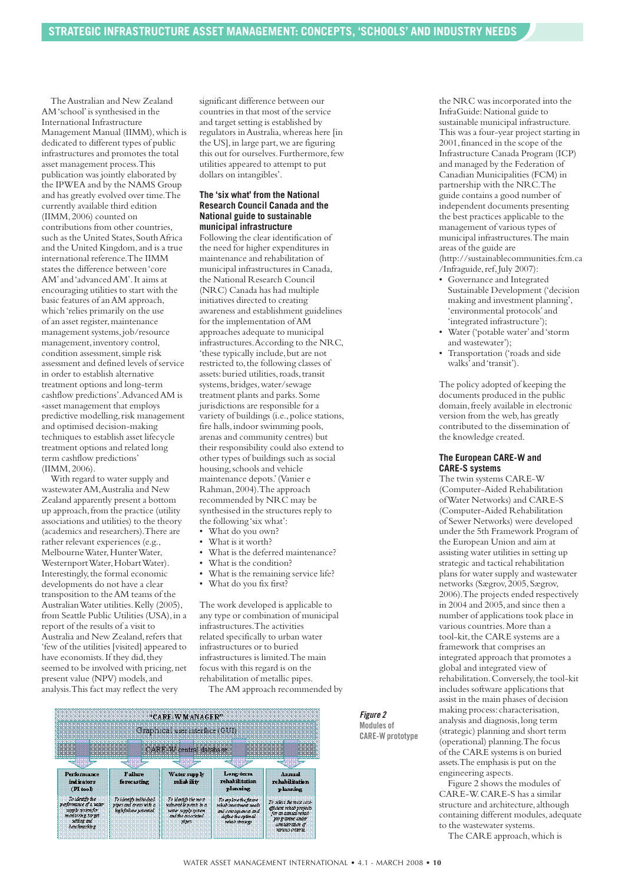The Australian and New Zealand AM 'school' is synthesised in the International Infrastructure Management Manual (IIMM), which is dedicated to different types of public infrastructures and promotes the total asset management process. This publication was jointly elaborated by the IPWEA and by the NAMS Group and has greatly evolved over time. The currently available third edition (IIMM, 2006) counted on contributions from other countries, such as the United States, South Africa and the United Kingdom, and is a true international reference. The IIMM states the difference between 'core AM' and 'advanced AM'. It aims at encouraging utilities to start with the basic features of an AM approach, which 'relies primarily on the use of an asset register, maintenance management systems, job/resource management, inventory control, condition assessment, simple risk assessment and defined levels of service in order to establish alternative treatment options and long-term cashflow predictions'. Advanced AM is «asset management that employs predictive modelling, risk management and optimised decision-making techniques to establish asset lifecycle treatment options and related long term cashflow predictions' (IIMM, 2006).

With regard to water supply and wastewater AM, Australia and New Zealand apparently present a bottom up approach, from the practice (utility associations and utilities) to the theory (academics and researchers). There are rather relevant experiences (e.g., Melbourne Water, Hunter Water, Westernport Water, Hobart Water). Interestingly, the formal economic developments do not have a clear transposition to the AM teams of the Australian Water utilities. Kelly (2005), from Seattle Public Utilities (USA), in a report of the results of a visit to Australia and New Zealand, refers that 'few of the utilities [visited] appeared to have economists. If they did, they seemed to be involved with pricing, net present value (NPV) models, and analysis. This fact may reflect the very significant difference between our countries in that most of the service and target setting is established by regulators in Australia, whereas here [in the US], in large part, we are figuring this out for ourselves. Furthermore, few utilities appeared to attempt to put dollars on intangibles'.

### The 'six what' from the National Research Council Canada and the National guide to sustainable municipal infrastructure

Following the clear identification of the need for higher expenditures in maintenance and rehabilitation of municipal infrastructures in Canada, the National Research Council (NRC) Canada has had multiple initiatives directed to creating awareness and establishment guidelines for the implementation of AM approaches adequate to municipal infrastructures. According to the NRC, 'these typically include, but are not restricted to, the following classes of assets: buried utilities, roads, transit systems, bridges, water/sewage treatment plants and parks. Some jurisdictions are responsible for a variety of buildings (i.e., police stations, fire halls, indoor swimming pools, arenas and community centres) but their responsibility could also extend to other types of buildings such as social housing, schools and vehicle maintenance depots.' (Vanier e Rahman, 2004). The approach recommended by NRC may be synthesised in the structures reply to the following 'six what':

- What do you own?
- What is it worth?
- What is the deferred maintenance?
- What is the condition?
- What is the remaining service life?
- What do you fix first?

The work developed is applicable to any type or combination of municipal infrastructures. The activities related specifically to urban water infrastructures or to buried infrastructures is limited. The main focus with this regard is on the rehabilitation of metallic pipes.

The AM approach recommended by the NRC was incorporated into the InfraGuide: National guide to sustainable municipal infrastructure. This was a four-year project starting in 2001, financed in the scope of the Infrastructure Canada Program (ICP) and managed by the Federation of Canadian Municipalities (FCM) in partnership with the NRC. The guide contains a good number of independent documents presenting the best practices applicable to the management of various types of municipal infrastructures. The main areas of the guide are (http://sustainablecommunities.fcm.ca/Infraguide, ref, July 2007):

- Governance and Integrated Sustainable Development ('decision making and investment planning', 'environmental protocols' and 'integrated infrastructure');
- Water ('potable water' and 'storm and wastewater');
- Transportation ('roads and side walks' and 'transit').

The policy adopted of keeping the documents produced in the public domain, freely available in electronic version from the web, has greatly contributed to the dissemination of the knowledge created.

### The European CARE-W and CARE-S systems

The twin systems CARE-W (Computer-Aided Rehabilitation of Water Networks) and CARE-S (Computer-Aided Rehabilitation of Sewer Networks) were developed under the 5th Framework Program of the European Union and aim at assisting water utilities in setting up strategic and tactical rehabilitation plans for water supply and wastewater networks (Sægrov, 2005, Sægrov, 2006). The projects ended respectively in 2004 and 2005, and since then a number of applications took place in various countries. More than a tool-kit, the CARE systems are a framework that comprises an integrated approach that promotes a global and integrated view of rehabilitation. Conversely, the tool-kit includes software applications that assist in the main phases of decision making process: characterisation, analysis and diagnosis, long term (strategic) planning and short term (operational) planning. The focus of the CARE systems is on buried assets. The emphasis is put on the engineering aspects.

Figure 2 shows the modules of CARE-W. CARE-S has a similar structure and architecture, although containing different modules, adequate to the wastewater systems.

The CARE approach, which is

"CARE-W MANAGER"

Graphical user interface (GUI)

CARE-W central database

| Performance indicators (PI tool) | Failure forecasting | Water supply reliability | Long-term rehabilitation planning | Annual rehabilitation planning |
|---|---|---|---|---|
| To identify the performance of a water supply system for monitoring, target setting and benchmarking | To identify individual pipes and areas with a high failure potential | To identify the most vulnerable points in a water supply system and the associated pipes | To explore the future rehab investment needs and consequences and define the optimal rehab strategy | To select the most cost-efficient rehab projects for an annual rehab programme under consideration of various criteria |

*Figure 2*
Modules of CARE-W prototype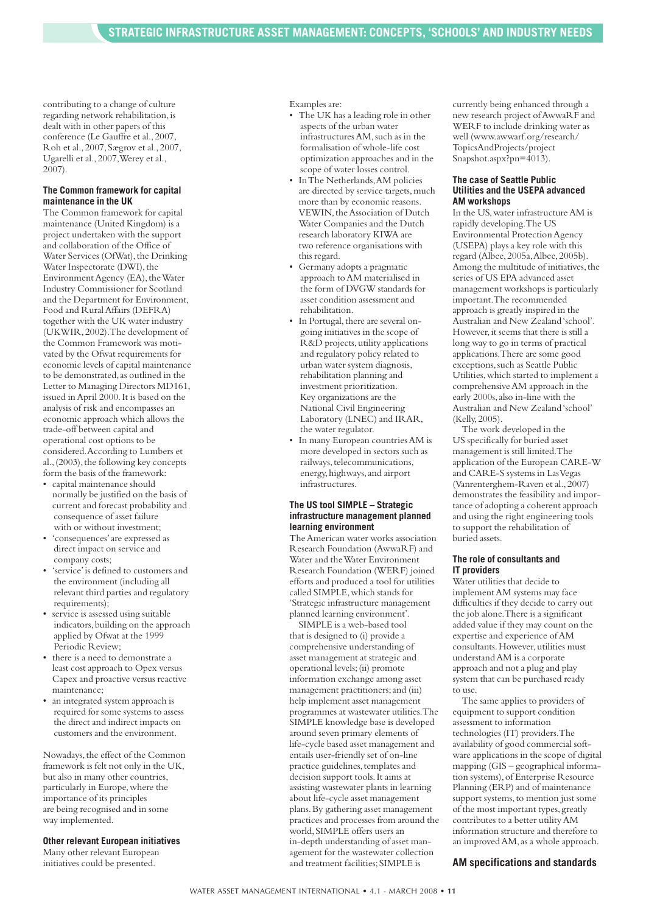contributing to a change of culture regarding network rehabilitation, is dealt with in other papers of this conference (Le Gauffre et al., 2007, Roh et al., 2007, Sægrov et al., 2007, Ugarelli et al., 2007, Werey et al., 2007).

### The Common framework for capital maintenance in the UK

The Common framework for capital maintenance (United Kingdom) is a project undertaken with the support and collaboration of the Office of Water Services (OfWat), the Drinking Water Inspectorate (DWI), the Environment Agency (EA), the Water Industry Commissioner for Scotland and the Department for Environment, Food and Rural Affairs (DEFRA) together with the UK water industry (UKWIR, 2002). The development of the Common Framework was motivated by the Ofwat requirements for economic levels of capital maintenance to be demonstrated, as outlined in the Letter to Managing Directors MD161, issued in April 2000. It is based on the analysis of risk and encompasses an economic approach which allows the trade-off between capital and operational cost options to be considered. According to Lumbers et al., (2003), the following key concepts form the basis of the framework:

- capital maintenance should normally be justified on the basis of current and forecast probability and consequence of asset failure with or without investment;
- 'consequences' are expressed as direct impact on service and company costs;
- 'service' is defined to customers and the environment (including all relevant third parties and regulatory requirements);
- service is assessed using suitable indicators, building on the approach applied by Ofwat at the 1999 Periodic Review;
- there is a need to demonstrate a least cost approach to Opex versus Capex and proactive versus reactive maintenance;
- an integrated system approach is required for some systems to assess the direct and indirect impacts on customers and the environment.

Nowadays, the effect of the Common framework is felt not only in the UK, but also in many other countries, particularly in Europe, where the importance of its principles are being recognised and in some way implemented.

### Other relevant European initiatives

Many other relevant European initiatives could be presented. Examples are:

- The UK has a leading role in other aspects of the urban water infrastructures AM, such as in the formalisation of whole-life cost optimization approaches and in the scope of water losses control.
- In The Netherlands, AM policies are directed by service targets, much more than by economic reasons. VEWIN, the Association of Dutch Water Companies and the Dutch research laboratory KIWA are two reference organisations with this regard.
- Germany adopts a pragmatic approach to AM materialised in the form of DVGW standards for asset condition assessment and rehabilitation.
- In Portugal, there are several on-going initiatives in the scope of R&D projects, utility applications and regulatory policy related to urban water system diagnosis, rehabilitation planning and investment prioritization. Key organizations are the National Civil Engineering Laboratory (LNEC) and IRAR, the water regulator.
- In many European countries AM is more developed in sectors such as railways, telecommunications, energy, highways, and airport infrastructures.

### The US tool SIMPLE – Strategic infrastructure management planned learning environment

The American water works association Research Foundation (AwwaRF) and Water and the Water Environment Research Foundation (WERF) joined efforts and produced a tool for utilities called SIMPLE, which stands for 'Strategic infrastructure management planned learning environment'.

SIMPLE is a web-based tool that is designed to (i) provide a comprehensive understanding of asset management at strategic and operational levels; (ii) promote information exchange among asset management practitioners; and (iii) help implement asset management programmes at wastewater utilities. The SIMPLE knowledge base is developed around seven primary elements of life-cycle based asset management and entails user-friendly set of on-line practice guidelines, templates and decision support tools. It aims at assisting wastewater plants in learning about life-cycle asset management plans. By gathering asset management practices and processes from around the world, SIMPLE offers users an in-depth understanding of asset management for the wastewater collection and treatment facilities; SIMPLE is currently being enhanced through a new research project of AwwaRF and WERF to include drinking water as well (www.awwarf.org/research/TopicsAndProjects/projectSnapshot.aspx?pn=4013).

### The case of Seattle Public Utilities and the USEPA advanced AM workshops

In the US, water infrastructure AM is rapidly developing. The US Environmental Protection Agency (USEPA) plays a key role with this regard (Albee, 2005a, Albee, 2005b). Among the multitude of initiatives, the series of US EPA advanced asset management workshops is particularly important. The recommended approach is greatly inspired in the Australian and New Zealand 'school'. However, it seems that there is still a long way to go in terms of practical applications. There are some good exceptions, such as Seattle Public Utilities, which started to implement a comprehensive AM approach in the early 2000s, also in-line with the Australian and New Zealand 'school' (Kelly, 2005).

The work developed in the US specifically for buried asset management is still limited. The application of the European CARE-W and CARE-S systems in Las Vegas (Vanrenterghem-Raven et al., 2007) demonstrates the feasibility and importance of adopting a coherent approach and using the right engineering tools to support the rehabilitation of buried assets.

### The role of consultants and IT providers

Water utilities that decide to implement AM systems may face difficulties if they decide to carry out the job alone. There is a significant added value if they may count on the expertise and experience of AM consultants. However, utilities must understand AM is a corporate approach and not a plug and play system that can be purchased ready to use.

The same applies to providers of equipment to support condition assessment to information technologies (IT) providers. The availability of good commercial software applications in the scope of digital mapping (GIS – geographical information systems), of Enterprise Resource Planning (ERP) and of maintenance support systems, to mention just some of the most important types, greatly contributes to a better utility AM information structure and therefore to an improved AM, as a whole approach.

### AM specifications and standards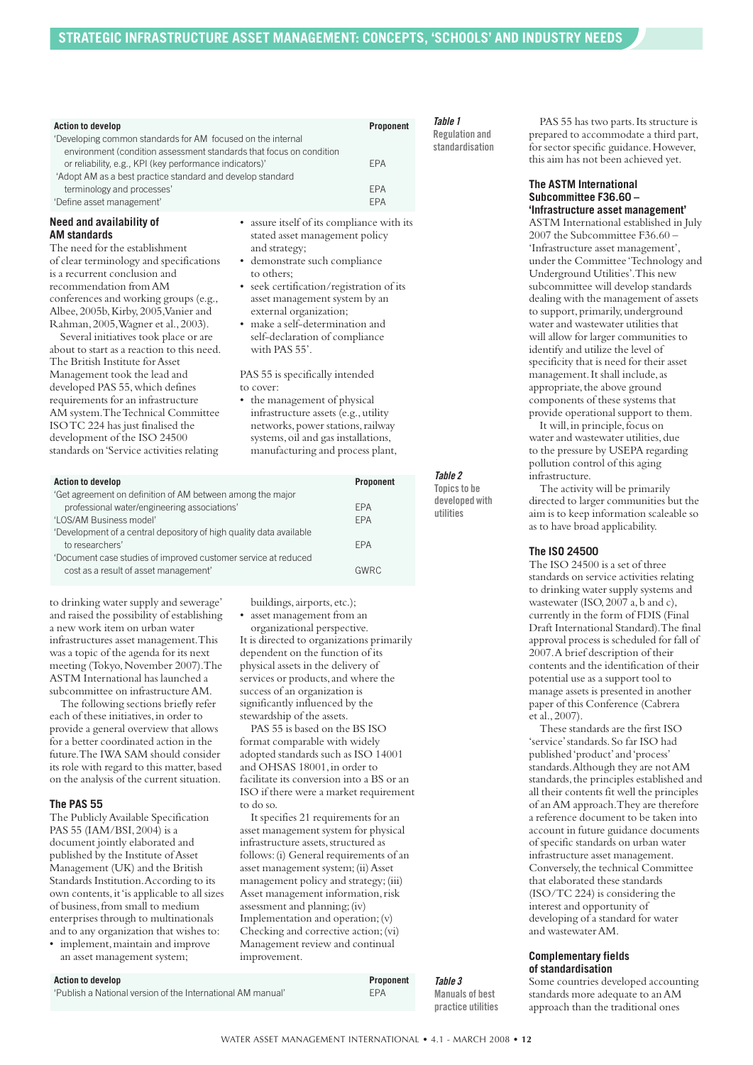**Table 1** Regulation and standardisation

| Action to develop | Proponent |
|---|---|
| 'Developing common standards for AM focused on the internal environment (condition assessment standards that focus on condition or reliability, e.g., KPI (key performance indicators)' | EPA |
| 'Adopt AM as a best practice standard and develop standard terminology and processes' | EPA |
| 'Define asset management' | EPA |

### Need and availability of AM standards

The need for the establishment of clear terminology and specifications is a recurrent conclusion and recommendation from AM conferences and working groups (e.g., Albee, 2005b, Kirby, 2005, Vanier and Rahman, 2005, Wagner et al., 2003).

Several initiatives took place or are about to start as a reaction to this need. The British Institute for Asset Management took the lead and developed PAS 55, which defines requirements for an infrastructure AM system. The Technical Committee ISO TC 224 has just finalised the development of the ISO 24500 standards on 'Service activities relating to drinking water supply and sewerage' and raised the possibility of establishing a new work item on urban water infrastructures asset management. This was a topic of the agenda for its next meeting (Tokyo, November 2007). The ASTM International has launched a subcommittee on infrastructure AM.

The following sections briefly refer each of these initiatives, in order to provide a general overview that allows for a better coordinated action in the future. The IWA SAM should consider its role with regard to this matter, based on the analysis of the current situation.

### The PAS 55

The Publicly Available Specification PAS 55 (IAM/BSI, 2004) is a document jointly elaborated and published by the Institute of Asset Management (UK) and the British Standards Institution. According to its own contents, it 'is applicable to all sizes of business, from small to medium enterprises through to multinationals and to any organization that wishes to:

- implement, maintain and improve an asset management system;
- assure itself of its compliance with its stated asset management policy and strategy;
- demonstrate such compliance to others;
- seek certification/registration of its asset management system by an external organization;
- make a self-determination and self-declaration of compliance with PAS 55'.

PAS 55 is specifically intended to cover:

- the management of physical infrastructure assets (e.g., utility networks, power stations, railway systems, oil and gas installations, manufacturing and process plant, buildings, airports, etc.);
- asset management from an organizational perspective.

It is directed to organizations primarily dependent on the function of its physical assets in the delivery of services or products, and where the success of an organization is significantly influenced by the stewardship of the assets.

PAS 55 is based on the BS ISO format comparable with widely adopted standards such as ISO 14001 and OHSAS 18001, in order to facilitate its conversion into a BS or an ISO if there were a market requirement to do so.

It specifies 21 requirements for an asset management system for physical infrastructure assets, structured as follows: (i) General requirements of an asset management system; (ii) Asset management policy and strategy; (iii) Asset management information, risk assessment and planning; (iv) Implementation and operation; (v) Checking and corrective action; (vi) Management review and continual improvement.

PAS 55 has two parts. Its structure is prepared to accommodate a third part, for sector specific guidance. However, this aim has not been achieved yet.

**Table 2** Topics to be developed with utilities

| Action to develop | Proponent |
|---|---|
| 'Get agreement on definition of AM between among the major professional water/engineering associations' | EPA |
| 'LOS/AM Business model' | EPA |
| 'Development of a central depository of high quality data available to researchers' | EPA |
| 'Document case studies of improved customer service at reduced cost as a result of asset management' | GWRC |

### The ASTM International Subcommittee F36.60 – 'Infrastructure asset management'

ASTM International established in July 2007 the Subcommittee F36.60 – 'Infrastructure asset management', under the Committee 'Technology and Underground Utilities'. This new subcommittee will develop standards dealing with the management of assets to support, primarily, underground water and wastewater utilities that will allow for larger communities to identify and utilize the level of specificity that is need for their asset management. It shall include, as appropriate, the above ground components of these systems that provide operational support to them.

It will, in principle, focus on water and wastewater utilities, due to the pressure by USEPA regarding pollution control of this aging infrastructure.

The activity will be primarily directed to larger communities but the aim is to keep information scaleable so as to have broad applicability.

### The ISO 24500

The ISO 24500 is a set of three standards on service activities relating to drinking water supply systems and wastewater (ISO, 2007 a, b and c), currently in the form of FDIS (Final Draft International Standard). The final approval process is scheduled for fall of 2007. A brief description of their contents and the identification of their potential use as a support tool to manage assets is presented in another paper of this Conference (Cabrera et al., 2007).

These standards are the first ISO 'service' standards. So far ISO had published 'product' and 'process' standards. Although they are not AM standards, the principles established and all their contents fit well the principles of an AM approach. They are therefore a reference document to be taken into account in future guidance documents of specific standards on urban water infrastructure asset management. Conversely, the technical Committee that elaborated these standards (ISO/TC 224) is considering the interest and opportunity of developing of a standard for water and wastewater AM.

**Table 3** Manuals of best practice utilities

| Action to develop | Proponent |
|---|---|
| 'Publish a National version of the International AM manual' | EPA |

### Complementary fields of standardisation

Some countries developed accounting standards more adequate to an AM approach than the traditional ones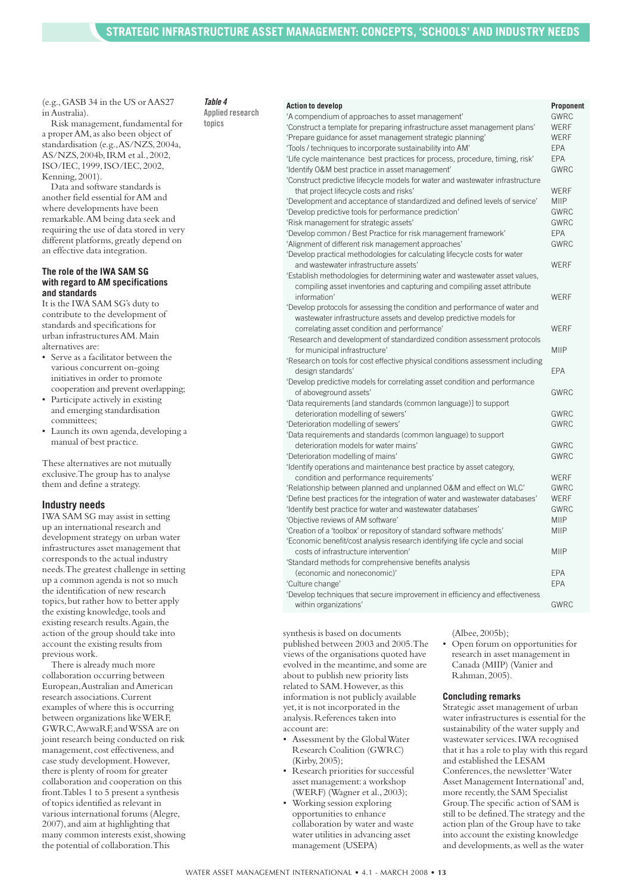(e.g., GASB 34 in the US or AAS27 in Australia).

Risk management, fundamental for a proper AM, as also been object of standardisation (e.g., AS/NZS, 2004a, AS/NZS, 2004b, IRM et al., 2002, ISO/IEC, 1999, ISO/IEC, 2002, Kenning, 2001).

Data and software standards is another field essential for AM and where developments have been remarkable. AM being data seek and requiring the use of data stored in very different platforms, greatly depend on an effective data integration.

### The role of the IWA SAM SG with regard to AM specifications and standards

It is the IWA SAM SG's duty to contribute to the development of standards and specifications for urban infrastructures AM. Main alternatives are:

- Serve as a facilitator between the various concurrent on-going initiatives in order to promote cooperation and prevent overlapping;
- Participate actively in existing and emerging standardisation committees;
- Launch its own agenda, developing a manual of best practice.

These alternatives are not mutually exclusive. The group has to analyse them and define a strategy.

### Industry needs

IWA SAM SG may assist in setting up an international research and development strategy on urban water infrastructures asset management that corresponds to the actual industry needs. The greatest challenge in setting up a common agenda is not so much the identification of new research topics, but rather how to better apply the existing knowledge, tools and existing research results. Again, the action of the group should take into account the existing results from previous work.

There is already much more collaboration occurring between European, Australian and American research associations. Current examples of where this is occurring between organizations like WERF, GWRC, AwwaRF, and WSSA are on joint research being conducted on risk management, cost effectiveness, and case study development. However, there is plenty of room for greater collaboration and cooperation on this front. Tables 1 to 5 present a synthesis of topics identified as relevant in various international forums (Alegre, 2007), and aim at highlighting that many common interests exist, showing the potential of collaboration. This synthesis is based on documents published between 2003 and 2005. The views of the organisations quoted have evolved in the meantime, and some are about to publish new priority lists related to SAM. However, as this information is not publicly available yet, it is not incorporated in the analysis. References taken into account are:

- Assessment by the Global Water Research Coalition (GWRC) (Kirby, 2005);
- Research priorities for successful asset management: a workshop (WERF) (Wagner et al., 2003);
- Working session exploring opportunities to enhance collaboration by water and waste water utilities in advancing asset management (USEPA) (Albee, 2005b);
- Open forum on opportunities for research in asset management in Canada (MIIP) (Vanier and Rahman, 2005).

***Table 4*** **Applied research topics**

| Action to develop | Proponent |
|---|---|
| 'A compendium of approaches to asset management' | GWRC |
| 'Construct a template for preparing infrastructure asset management plans' | WERF |
| 'Prepare guidance for asset management strategic planning' | WERF |
| 'Tools / techniques to incorporate sustainability into AM' | EPA |
| 'Life cycle maintenance best practices for process, procedure, timing, risk' | EPA |
| 'Identify O&M best practice in asset management' | GWRC |
| 'Construct predictive lifecycle models for water and wastewater infrastructure that project lifecycle costs and risks' | WERF |
| 'Development and acceptance of standardized and defined levels of service' | MIIP |
| 'Develop predictive tools for performance prediction' | GWRC |
| 'Risk management for strategic assets' | GWRC |
| 'Develop common / Best Practice for risk management framework' | EPA |
| 'Alignment of different risk management approaches' | GWRC |
| 'Develop practical methodologies for calculating lifecycle costs for water and wastewater infrastructure assets' | WERF |
| 'Establish methodologies for determining water and wastewater asset values, compiling asset inventories and capturing and compiling asset attribute information' | WERF |
| 'Develop protocols for assessing the condition and performance of water and wastewater infrastructure assets and develop predictive models for correlating asset condition and performance' | WERF |
| 'Research and development of standardized condition assessment protocols for municipal infrastructure' | MIIP |
| 'Research on tools for cost effective physical conditions assessment including design standards' | EPA |
| 'Develop predictive models for correlating asset condition and performance of aboveground assets' | GWRC |
| 'Data requirements [and standards (common language)] to support deterioration modelling of sewers' | GWRC |
| 'Deterioration modelling of sewers' | GWRC |
| 'Data requirements and standards (common language) to support deterioration models for water mains' | GWRC |
| 'Deterioration modelling of mains' | GWRC |
| 'Identify operations and maintenance best practice by asset category, condition and performance requirements' | WERF |
| 'Relationship between planned and unplanned O&M and effect on WLC' | GWRC |
| 'Define best practices for the integration of water and wastewater databases' | WERF |
| 'Identify best practice for water and wastewater databases' | GWRC |
| 'Objective reviews of AM software' | MIIP |
| 'Creation of a 'toolbox' or repository of standard software methods' | MIIP |
| 'Economic benefit/cost analysis research identifying life cycle and social costs of infrastructure intervention' | MIIP |
| 'Standard methods for comprehensive benefits analysis (economic and noneconomic)' | EPA |
| 'Culture change' | EPA |
| 'Develop techniques that secure improvement in efficiency and effectiveness within organizations' | GWRC |

### Concluding remarks

Strategic asset management of urban water infrastructures is essential for the sustainability of the water supply and wastewater services. IWA recognised that it has a role to play with this regard and established the LESAM Conferences, the newsletter 'Water Asset Management International' and, more recently, the SAM Specialist Group. The specific action of SAM is still to be defined. The strategy and the action plan of the Group have to take into account the existing knowledge and developments, as well as the water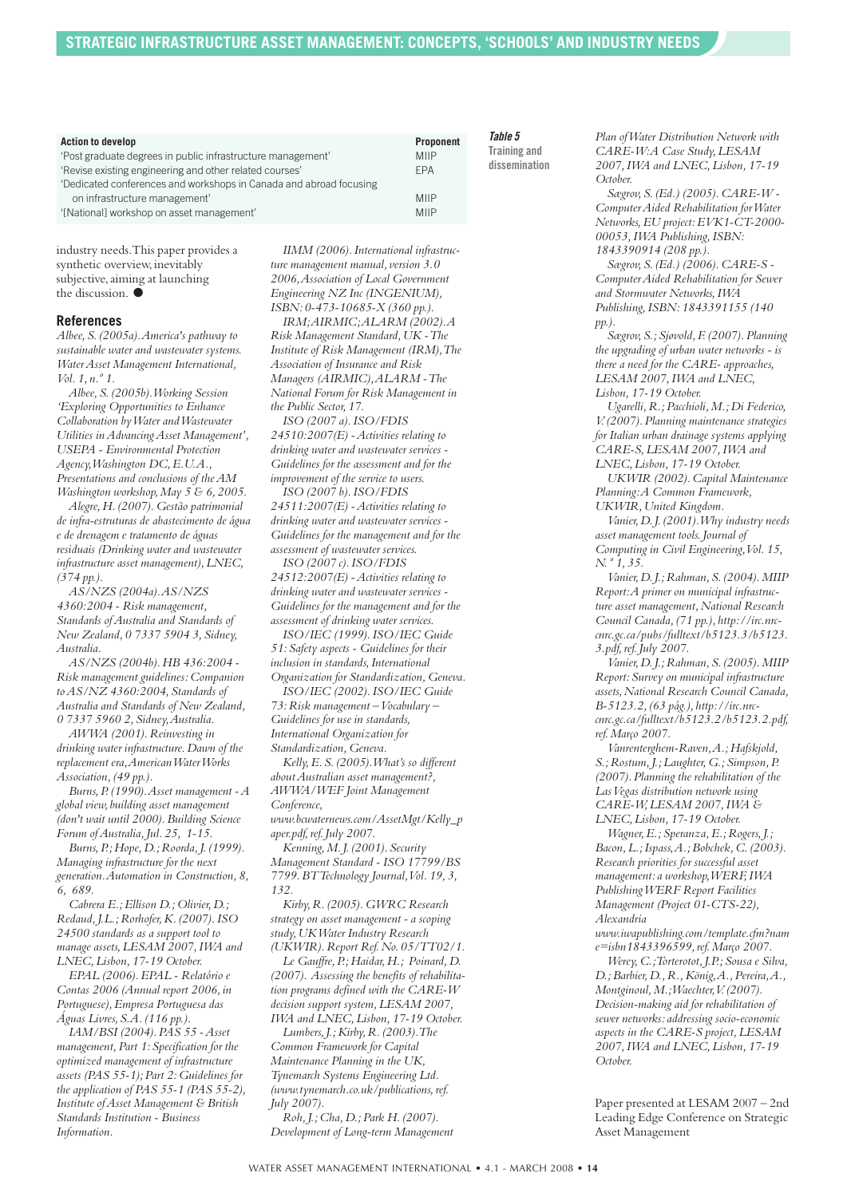| Action to develop | Proponent |
|---|---|
| 'Post graduate degrees in public infrastructure management' | MIIP |
| 'Revise existing engineering and other related courses' | EPA |
| 'Dedicated conferences and workshops in Canada and abroad focusing on infrastructure management' | MIIP |
| '[National] workshop on asset management' | MIIP |

*Table 5* Training and dissemination

industry needs. This paper provides a synthetic overview, inevitably subjective, aiming at launching the discussion. ●

## References

*Albee, S. (2005a). America's pathway to sustainable water and wastewater systems. Water Asset Management International, Vol. 1, n.º 1.*

*Albee, S. (2005b). Working Session 'Exploring Opportunities to Enhance Collaboration by Water and Wastewater Utilities in Advancing Asset Management', USEPA - Environmental Protection Agency, Washington DC, E.U.A., Presentations and conclusions of the AM Washington workshop, May 5 & 6, 2005.*

*Alegre, H. (2007). Gestão patrimonial de infra-estruturas de abastecimento de água e de drenagem e tratamento de águas residuais (Drinking water and wastewater infrastructure asset management), LNEC, (374 pp.).*

*AS/NZS (2004a). AS/NZS 4360:2004 - Risk management, Standards of Australia and Standards of New Zealand, 0 7337 5904 3, Sidney, Australia.*

*AS/NZS (2004b). HB 436:2004 - Risk management guidelines: Companion to AS/NZ 4360:2004, Standards of Australia and Standards of New Zealand, 0 7337 5960 2, Sidney, Australia.*

*AWWA (2001). Reinvesting in drinking water infrastructure. Dawn of the replacement era, American Water Works Association, (49 pp.).*

*Burns, P. (1990). Asset management - A global view, building asset management (don't wait until 2000). Building Science Forum of Australia, Jul. 25, 1-15.*

*Burns, P.; Hope, D.; Roorda, J. (1999). Managing infrastructure for the next generation. Automation in Construction, 8, 6, 689.*

*Cabrera E.; Ellison D.; Olivier, D.; Redaud, J.L.; Rorhofer, K. (2007). ISO 24500 standards as a support tool to manage assets, LESAM 2007, IWA and LNEC, Lisbon, 17-19 October.*

*EPAL (2006). EPAL - Relatório e Contas 2006 (Annual report 2006, in Portuguese), Empresa Portuguesa das Águas Livres, S.A. (116 pp.).*

*IAM/BSI (2004). PAS 55 - Asset management, Part 1: Specification for the optimized management of infrastructure assets (PAS 55-1); Part 2: Guidelines for the application of PAS 55-1 (PAS 55-2), Institute of Asset Management & British Standards Institution - Business Information.*

*IIMM (2006). International infrastructure management manual, version 3.0 2006, Association of Local Government Engineering NZ Inc (INGENIUM), ISBN: 0-473-10685-X (360 pp.).*

*IRM; AIRMIC; ALARM (2002). A Risk Management Standard, UK - The Institute of Risk Management (IRM), The Association of Insurance and Risk Managers (AIRMIC), ALARM - The National Forum for Risk Management in the Public Sector, 17.*

*ISO (2007 a). ISO/FDIS 24510:2007(E) - Activities relating to drinking water and wastewater services - Guidelines for the assessment and for the improvement of the service to users.*

*ISO (2007 b). ISO/FDIS 24511:2007(E) - Activities relating to drinking water and wastewater services - Guidelines for the management and for the assessment of wastewater services.*

*ISO (2007 c). ISO/FDIS 24512:2007(E) - Activities relating to drinking water and wastewater services - Guidelines for the management and for the assessment of drinking water services.*

*ISO/IEC (1999). ISO/IEC Guide 51: Safety aspects - Guidelines for their inclusion in standards, International Organization for Standardization, Geneva.*

*ISO/IEC (2002). ISO/IEC Guide 73: Risk management – Vocabulary – Guidelines for use in standards, International Organization for Standardization, Geneva.*

*Kelly, E. S. (2005). What's so different about Australian asset management?, AWWA/WEF Joint Management Conference, www.bcwaternews.com/AssetMgt/Kelly_paper.pdf, ref. July 2007.*

*Kenning, M. J. (2001). Security Management Standard - ISO 17799/BS 7799. BT Technology Journal, Vol. 19, 3, 132.*

*Kirby, R. (2005). GWRC Research strategy on asset management - a scoping study, UK Water Industry Research (UKWIR). Report Ref. No. 05/TT02/1.*

*Le Gauffre, P.; Haidar, H.; Poinard, D. (2007). Assessing the benefits of rehabilitation programs defined with the CARE-W decision support system, LESAM 2007, IWA and LNEC, Lisbon, 17-19 October.*

*Lumbers, J.; Kirby, R. (2003). The Common Framework for Capital Maintenance Planning in the UK, Tynemarch Systems Engineering Ltd. (www.tynemarch.co.uk/publications, ref. July 2007).*

*Roh, J.; Cha, D.; Park H. (2007). Development of Long-term Management Plan of Water Distribution Network with CARE-W: A Case Study, LESAM 2007, IWA and LNEC, Lisbon, 17-19 October.*

*Sægrov, S. (Ed.) (2005). CARE-W - Computer Aided Rehabilitation for Water Networks, EU project: EVK1-CT-2000-00053, IWA Publishing, ISBN: 1843390914 (208 pp.).*

*Sægrov, S. (Ed.) (2006). CARE-S - Computer Aided Rehabilitation for Sewer and Stormwater Networks, IWA Publishing, ISBN: 1843391155 (140 pp.).*

*Sægrov, S.; Sjøvold, F. (2007). Planning the upgrading of urban water networks - is there a need for the CARE- approaches, LESAM 2007, IWA and LNEC, Lisbon, 17-19 October.*

*Ugarelli, R.; Pacchioli, M.; Di Federico, V. (2007). Planning maintenance strategies for Italian urban drainage systems applying CARE-S, LESAM 2007, IWA and LNEC, Lisbon, 17-19 October.*

*UKWIR (2002). Capital Maintenance Planning: A Common Framework, UKWIR, United Kingdom.*

*Vanier, D. J. (2001). Why industry needs asset management tools. Journal of Computing in Civil Engineering, Vol. 15, N.º 1, 35.*

*Vanier, D. J.; Rahman, S. (2004). MIIP Report: A primer on municipal infrastructure asset management, National Research Council Canada, (71 pp.), http://irc.nrc-cnrc.gc.ca/pubs/fulltext/b5123.3/b5123.3.pdf, ref. July 2007.*

*Vanier, D. J.; Rahman, S. (2005). MIIP Report: Survey on municipal infrastructure assets, National Research Council Canada, B-5123.2, (63 pág.), http://irc.nrc-cnrc.gc.ca/fulltext/b5123.2/b5123.2.pdf, ref. Março 2007.*

*Vanrenterghem-Raven, A.; Hafskjold, S.; Rostum, J.; Laughter, G.; Simpson, P. (2007). Planning the rehabilitation of the Las Vegas distribution network using CARE-W, LESAM 2007, IWA & LNEC, Lisbon, 17-19 October.*

*Wagner, E.; Speranza, E.; Rogers, J.; Bacon, L.; Ispass, A.; Bobchek, C. (2003). Research priorities for successful asset management: a workshop, WERF, IWA Publishing WERF Report Facilities Management (Project 01-CTS-22), Alexandria www.iwapublishing.com/template.cfm?name=isbn1843396599, ref. Março 2007.*

*Werey, C.; Torterotot, J.P.; Sousa e Silva, D.; Barbier, D., R., König, A., Pereira, A., Montginoul, M.; Waechter, V. (2007). Decision-making aid for rehabilitation of sewer networks: addressing socio-economic aspects in the CARE-S project, LESAM 2007, IWA and LNEC, Lisbon, 17-19 October.*

Paper presented at LESAM 2007 – 2nd Leading Edge Conference on Strategic Asset Management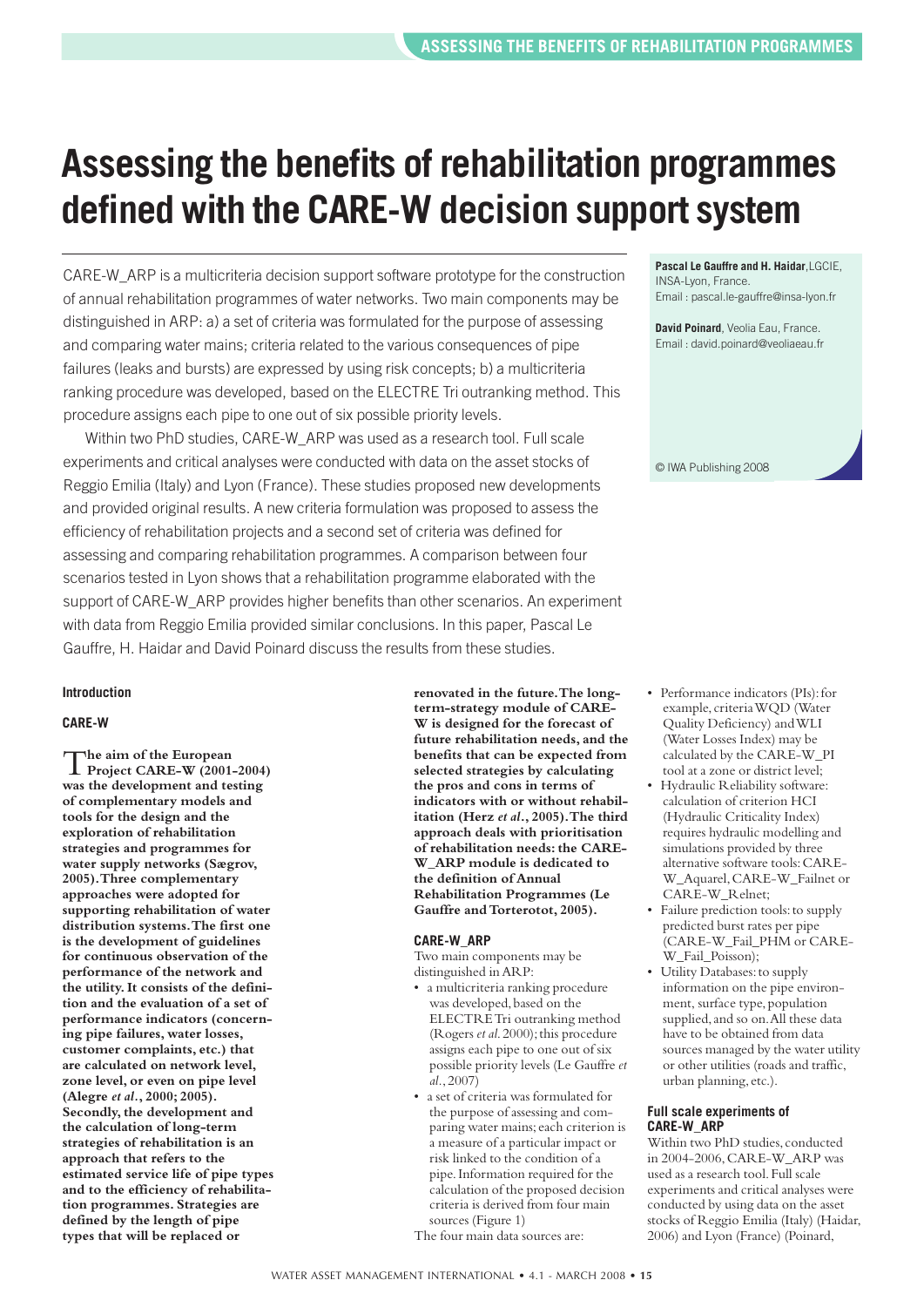# Assessing the benefits of rehabilitation programmes defined with the CARE-W decision support system

CARE-W_ARP is a multicriteria decision support software prototype for the construction of annual rehabilitation programmes of water networks. Two main components may be distinguished in ARP: a) a set of criteria was formulated for the purpose of assessing and comparing water mains; criteria related to the various consequences of pipe failures (leaks and bursts) are expressed by using risk concepts; b) a multicriteria ranking procedure was developed, based on the ELECTRE Tri outranking method. This procedure assigns each pipe to one out of six possible priority levels.

Within two PhD studies, CARE-W_ARP was used as a research tool. Full scale experiments and critical analyses were conducted with data on the asset stocks of Reggio Emilia (Italy) and Lyon (France). These studies proposed new developments and provided original results. A new criteria formulation was proposed to assess the efficiency of rehabilitation projects and a second set of criteria was defined for assessing and comparing rehabilitation programmes. A comparison between four scenarios tested in Lyon shows that a rehabilitation programme elaborated with the support of CARE-W_ARP provides higher benefits than other scenarios. An experiment with data from Reggio Emilia provided similar conclusions. In this paper, Pascal Le Gauffre, H. Haidar and David Poinard discuss the results from these studies.

**Pascal Le Gauffre and H. Haidar**, LGCIE, INSA-Lyon, France.
Email : pascal.le-gauffre@insa-lyon.fr

**David Poinard**, Veolia Eau, France.
Email : david.poinard@veoliaeau.fr

© IWA Publishing 2008

## Introduction

### CARE-W

**The aim of the European Project CARE-W (2001-2004) was the development and testing of complementary models and tools for the design and the exploration of rehabilitation strategies and programmes for water supply networks (Sægrov, 2005). Three complementary approaches were adopted for supporting rehabilitation of water distribution systems. The first one is the development of guidelines for continuous observation of the performance of the network and the utility. It consists of the definition and the evaluation of a set of performance indicators (concerning pipe failures, water losses, customer complaints, etc.) that are calculated on network level, zone level, or even on pipe level (Alegre *et al.*, 2000; 2005). Secondly, the development and the calculation of long-term strategies of rehabilitation is an approach that refers to the estimated service life of pipe types and to the efficiency of rehabilitation programmes. Strategies are defined by the length of pipe types that will be replaced or renovated in the future. The long-term-strategy module of CARE-W is designed for the forecast of future rehabilitation needs, and the benefits that can be expected from selected strategies by calculating the pros and cons in terms of indicators with or without rehabilitation (Herz *et al.*, 2005). The third approach deals with prioritisation of rehabilitation needs: the CARE-W_ARP module is dedicated to the definition of Annual Rehabilitation Programmes (Le Gauffre and Torterotot, 2005).**

### CARE-W_ARP

Two main components may be distinguished in ARP:

- a multicriteria ranking procedure was developed, based on the ELECTRE Tri outranking method (Rogers *et al.* 2000); this procedure assigns each pipe to one out of six possible priority levels (Le Gauffre *et al.*, 2007)
- a set of criteria was formulated for the purpose of assessing and comparing water mains; each criterion is a measure of a particular impact or risk linked to the condition of a pipe. Information required for the calculation of the proposed decision criteria is derived from four main sources (Figure 1)

The four main data sources are:

- Performance indicators (PIs): for example, criteria WQD (Water Quality Deficiency) and WLI (Water Losses Index) may be calculated by the CARE-W_PI tool at a zone or district level;
- Hydraulic Reliability software: calculation of criterion HCI (Hydraulic Criticality Index) requires hydraulic modelling and simulations provided by three alternative software tools: CARE-W_Aquarel, CARE-W_Failnet or CARE-W_Relnet;
- Failure prediction tools: to supply predicted burst rates per pipe (CARE-W_Fail_PHM or CARE-W_Fail_Poisson);
- Utility Databases: to supply information on the pipe environment, surface type, population supplied, and so on. All these data have to be obtained from data sources managed by the water utility or other utilities (roads and traffic, urban planning, etc.).

### Full scale experiments of CARE-W_ARP

Within two PhD studies, conducted in 2004-2006, CARE-W_ARP was used as a research tool. Full scale experiments and critical analyses were conducted by using data on the asset stocks of Reggio Emilia (Italy) (Haidar, 2006) and Lyon (France) (Poinard,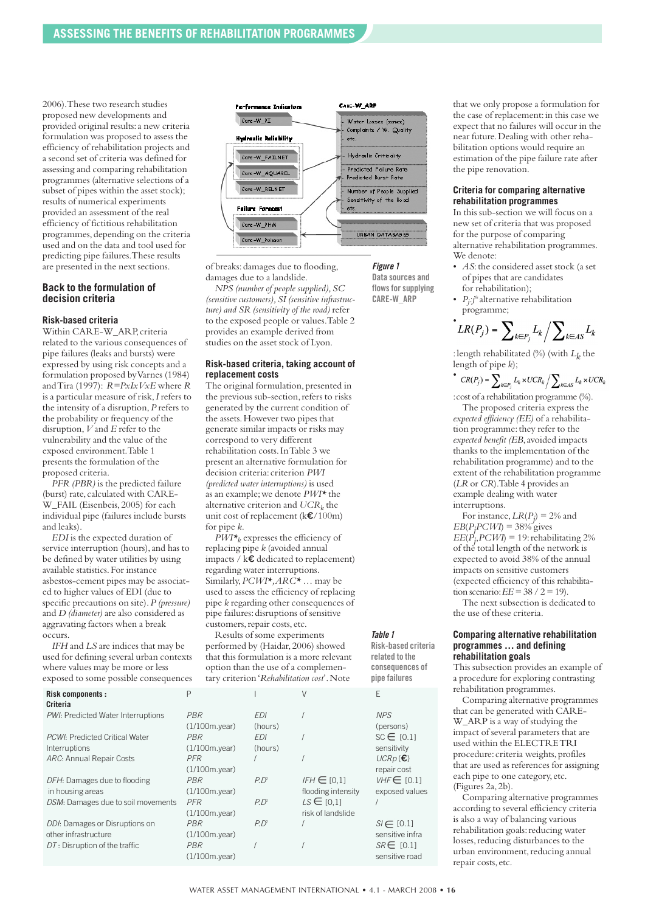2006). These two research studies proposed new developments and provided original results: a new criteria formulation was proposed to assess the efficiency of rehabilitation projects and a second set of criteria was defined for assessing and comparing rehabilitation programmes (alternative selections of a subset of pipes within the asset stock); results of numerical experiments provided an assessment of the real efficiency of fictitious rehabilitation programmes, depending on the criteria used and on the data and tool used for predicting pipe failures. These results are presented in the next sections.

## Back to the formulation of decision criteria

### Risk-based criteria

Within CARE-W_ARP, criteria related to the various consequences of pipe failures (leaks and bursts) were expressed by using risk concepts and a formulation proposed by Varnes (1984) and Tira (1997): $R=PxIxVxE$ where $R$ is a particular measure of risk, $I$ refers to the intensity of a disruption, $P$ refers to the probability or frequency of the disruption, $V$ and $E$ refer to the vulnerability and the value of the exposed environment. Table 1 presents the formulation of the proposed criteria.

*PFR (PBR)* is the predicted failure (burst) rate, calculated with CARE-W_FAIL (Eisenbeis, 2005) for each individual pipe (failures include bursts and leaks).

*EDI* is the expected duration of service interruption (hours), and has to be defined by water utilities by using available statistics. For instance asbestos-cement pipes may be associated to higher values of EDI (due to specific precautions on site). *P (pressure)* and *D (diameter)* are also considered as aggravating factors when a break occurs.

*IFH* and *LS* are indices that may be used for defining several urban contexts where values may be more or less exposed to some possible consequences of breaks: damages due to flooding, damages due to a landslide.

*NPS (number of people supplied), SC (sensitive customers), SI (sensitive infrastructure)* and *SR (sensitivity of the road)* refer to the exposed people or values. Table 2 provides an example derived from studies on the asset stock of Lyon.

### Risk-based criteria, taking account of replacement costs

The original formulation, presented in the previous sub-section, refers to risks generated by the current condition of the assets. However two pipes that generate similar impacts or risks may correspond to very different rehabilitation costs. In Table 3 we present an alternative formulation for decision criteria: criterion *PWI (predicted water interruptions)* is used as an example; we denote *PWI\** the alternative criterion and $UCR_k$ the unit cost of replacement (k€/100m) for pipe $k$.

$PWI^*_k$ expresses the efficiency of replacing pipe $k$ (avoided annual impacts / k€ dedicated to replacement) regarding water interruptions. Similarly, *PCWI\*, ARC\** … may be used to assess the efficiency of replacing pipe $k$ regarding other consequences of pipe failures: disruptions of sensitive customers, repair costs, etc.

Results of some experiments performed by (Haidar, 2006) showed that this formulation is a more relevant option than the use of a complementary criterion '*Rehabilitation cost*'. Note that we only propose a formulation for the case of replacement: in this case we expect that no failures will occur in the near future. Dealing with other rehabilitation options would require an estimation of the pipe failure rate after the pipe renovation.

**Figure 1**
**Data sources and flows for supplying CARE-W_ARP**

### Criteria for comparing alternative rehabilitation programmes

In this sub-section we will focus on a new set of criteria that was proposed for the purpose of comparing alternative rehabilitation programmes. We denote:

- *AS*: the considered asset stock (a set of pipes that are candidates for rehabilitation);
- $P_j$: $j^{th}$ alternative rehabilitation programme;
- $LR(P_j) = \sum_{k\in P_j} L_k \Big/ \sum_{k\in AS} L_k$ : length rehabilitated (%) (with $L_k$ the length of pipe $k$);
- $CR(P_j) = \sum_{k\in P_j} L_k \times UCR_k \Big/ \sum_{k\in AS} L_k \times UCR_k$ : cost of a rehabilitation programme (%).

The proposed criteria express the *expected efficiency (EE)* of a rehabilitation programme. They refer to the *expected benefit (EB*, avoided impacts thanks to the implementation of the rehabilitation programme) and to the extent of the rehabilitation programme (*LR* or *CR*). Table 4 provides an example dealing with water interruptions.

For instance, $LR(P_j) = 2\%$ and $EB(P_j, PCWI) = 38\%$ gives $EE(P_j, PCWI) = 19$: rehabilitating 2% of the total length of the network is expected to avoid 38% of the annual impacts on sensitive customers (expected efficiency of this rehabilitation scenario: $EE = 38 / 2 = 19$).

The next subsection is dedicated to the use of these criteria.

### Comparing alternative rehabilitation programmes … and defining rehabilitation goals

This subsection provides an example of a procedure for exploring contrasting rehabilitation programmes.

Comparing alternative programmes that can be generated with CARE-W_ARP is a way of studying the impact of several parameters that are used within the ELECTRE TRI procedure: criteria weights, profiles that are used as references for assigning each pipe to one category, etc. (Figures 2a, 2b).

Comparing alternative programmes according to several efficiency criteria is also a way of balancing various rehabilitation goals: reducing water losses, reducing disturbances to the urban environment, reducing annual repair costs, etc.

**Table 1**
**Risk-based criteria related to the consequences of pipe failures**

| Risk components : Criteria | P | I | V | E |
|---|---|---|---|---|
| *PWI*: Predicted Water Interruptions | *PBR* (1/100m.year) | *EDI* (hours) | / | *NPS* (persons) |
| *PCWI*: Predicted Critical Water Interruptions | *PBR* (1/100m.year) | *EDI* (hours) | / | *SC* ∈ [0.1] sensitivity |
| *ARC*: Annual Repair Costs | *PFR* (1/100m.year) | / | / | *UCRp* (€) repair cost |
| *DFH*: Damages due to flooding in housing areas | *PBR* (1/100m.year) | $P.D^2$ | *IFH* ∈ [0,1] flooding intensity | *VHF* ∈ [0.1] exposed values |
| *DSM*: Damages due to soil movements | *PFR* (1/100m.year) | $P.D^2$ | *LS* ∈ [0,1] risk of landslide | / |
| *DDI*: Damages or Disruptions on other infrastructure | *PBR* (1/100m.year) | $P.D^2$ | / | *SI* ∈ [0.1] sensitive infra |
| *DT* : Disruption of the traffic | *PBR* (1/100m.year) | / | / | *SR* ∈ [0.1] sensitive road |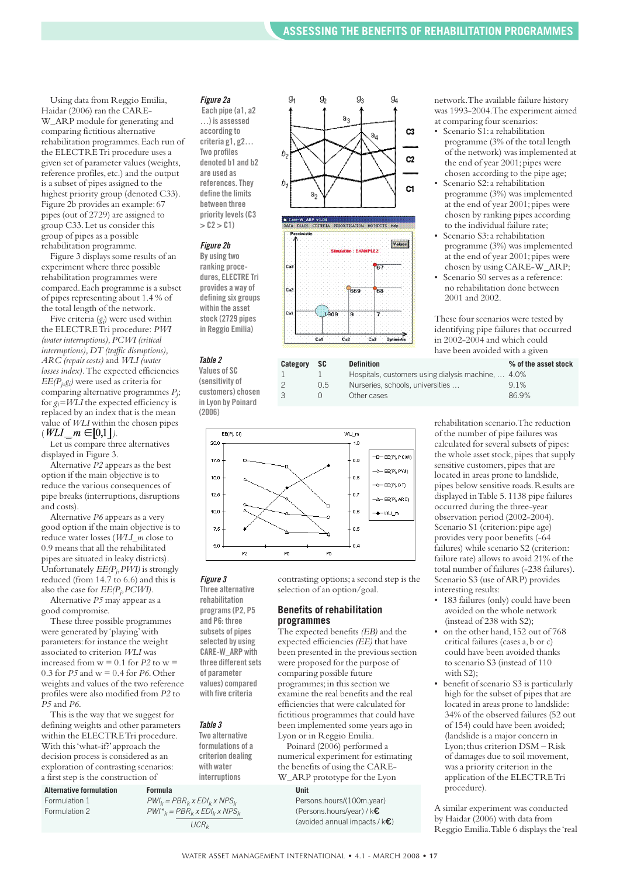Using data from Reggio Emilia, Haidar (2006) ran the CARE-W_ARP module for generating and comparing fictitious alternative rehabilitation programmes. Each run of the ELECTRE Tri procedure uses a given set of parameter values (weights, reference profiles, etc.) and the output is a subset of pipes assigned to the highest priority group (denoted C33). Figure 2b provides an example: 67 pipes (out of 2729) are assigned to group C33. Let us consider this group of pipes as a possible rehabilitation programme.

Figure 3 displays some results of an experiment where three possible rehabilitation programmes were compared. Each programme is a subset of pipes representing about 1.4 % of the total length of the network.

Five criteria ($g_i$) were used within the ELECTRE Tri procedure: *PWI (water interruptions), PCWI (critical interruptions), DT (traffic disruptions), ARC (repair costs)* and *WLI (water losses index)*. The expected efficiencies $EE(P_j, g_i)$ were used as criteria for comparing alternative programmes $P_j$; for $g_i = WLI$ the expected efficiency is replaced by an index that is the mean value of *WLI* within the chosen pipes ($WLI\_m \in [0,1]$).

Let us compare three alternatives displayed in Figure 3.

Alternative *P2* appears as the best option if the main objective is to reduce the various consequences of pipe breaks (interruptions, disruptions and costs).

Alternative *P6* appears as a very good option if the main objective is to reduce water losses (*WLI_m* close to 0.9 means that all the rehabilitated pipes are situated in leaky districts). Unfortunately $EE(P_j, PWI)$ is strongly reduced (from 14.7 to 6.6) and this is also the case for $EE(P_j, PCWI)$.

Alternative *P5* may appear as a good compromise.

These three possible programmes were generated by 'playing' with parameters: for instance the weight associated to criterion *WLI* was increased from w = 0.1 for *P2* to w = 0.3 for *P5* and w = 0.4 for *P6*. Other weights and values of the two reference profiles were also modified from *P2* to *P5* and *P6*.

This is the way that we suggest for defining weights and other parameters within the ELECTRE Tri procedure. With this 'what-if?' approach the decision process is considered as an exploration of contrasting scenarios: a first step is the construction of contrasting options; a second step is the selection of an option/goal.

**Figure 2a**
Each pipe (a1, a2 …) is assessed according to criteria g1, g2… Two profiles denoted b1 and b2 are used as references. They define the limits between three priority levels (C3 > C2 > C1)

**Figure 2b**
By using two ranking procedures, ELECTRE Tri provides a way of defining six groups within the asset stock (2729 pipes in Reggio Emilia)

**Table 2**
Values of SC (sensitivity of customers) chosen in Lyon by Poinard (2006)

| Category | SC | Definition | % of the asset stock |
|---|---|---|---|
| 1 | 1 | Hospitals, customers using dialysis machine, … | 4.0% |
| 2 | 0.5 | Nurseries, schools, universities … | 9.1% |
| 3 | 0 | Other cases | 86.9% |

**Figure 3**
Three alternative rehabilitation programs (P2, P5 and P6: three subsets of pipes selected by using CARE-W_ARP with three different sets of parameter values) compared with five criteria

**Table 3**
Two alternative formulations of a criterion dealing with water interruptions

| Alternative formulation | Formula | Unit |
|---|---|---|
| Formulation 1 | $PWI_k = PBR_k \times EDI_k \times NPS_k$ | Persons.hours/(100m.year) |
| Formulation 2 | $PWI^*_k = \dfrac{PBR_k \times EDI_k \times NPS_k}{UCR_k}$ | (Persons.hours/year) / k€ (avoided annual impacts / k€) |

## Benefits of rehabilitation programmes

The expected benefits *(EB)* and the expected efficiencies *(EE)* that have been presented in the previous section were proposed for the purpose of comparing possible future programmes; in this section we examine the real benefits and the real efficiencies that were calculated for fictitious programmes that could have been implemented some years ago in Lyon or in Reggio Emilia.

Poinard (2006) performed a numerical experiment for estimating the benefits of using the CARE-W_ARP prototype for the Lyon network. The available failure history was 1993-2004. The experiment aimed at comparing four scenarios:

- Scenario S1: a rehabilitation programme (3% of the total length of the network) was implemented at the end of year 2001; pipes were chosen according to the pipe age;
- Scenario S2: a rehabilitation programme (3%) was implemented at the end of year 2001; pipes were chosen by ranking pipes according to the individual failure rate;
- Scenario S3: a rehabilitation programme (3%) was implemented at the end of year 2001; pipes were chosen by using CARE-W_ARP;
- Scenario S0 serves as a reference: no rehabilitation done between 2001 and 2002.

These four scenarios were tested by identifying pipe failures that occurred in 2002-2004 and which could have been avoided with a given rehabilitation scenario. The reduction of the number of pipe failures was calculated for several subsets of pipes: the whole asset stock, pipes that supply sensitive customers, pipes that are located in areas prone to landslide, pipes below sensitive roads. Results are displayed in Table 5. 1138 pipe failures occurred during the three-year observation period (2002-2004). Scenario S1 (criterion: pipe age) provides very poor benefits (-64 failures) while scenario S2 (criterion: failure rate) allows to avoid 21% of the total number of failures (-238 failures). Scenario S3 (use of ARP) provides interesting results:

- 183 failures (only) could have been avoided on the whole network (instead of 238 with S2);
- on the other hand, 152 out of 768 critical failures (cases a, b or c) could have been avoided thanks to scenario S3 (instead of 110 with S2);
- benefit of scenario S3 is particularly high for the subset of pipes that are located in areas prone to landslide: 34% of the observed failures (52 out of 154) could have been avoided; (landslide is a major concern in Lyon; thus criterion DSM – Risk of damages due to soil movement, was a priority criterion in the application of the ELECTRE Tri procedure).

A similar experiment was conducted by Haidar (2006) with data from Reggio Emilia. Table 6 displays the 'real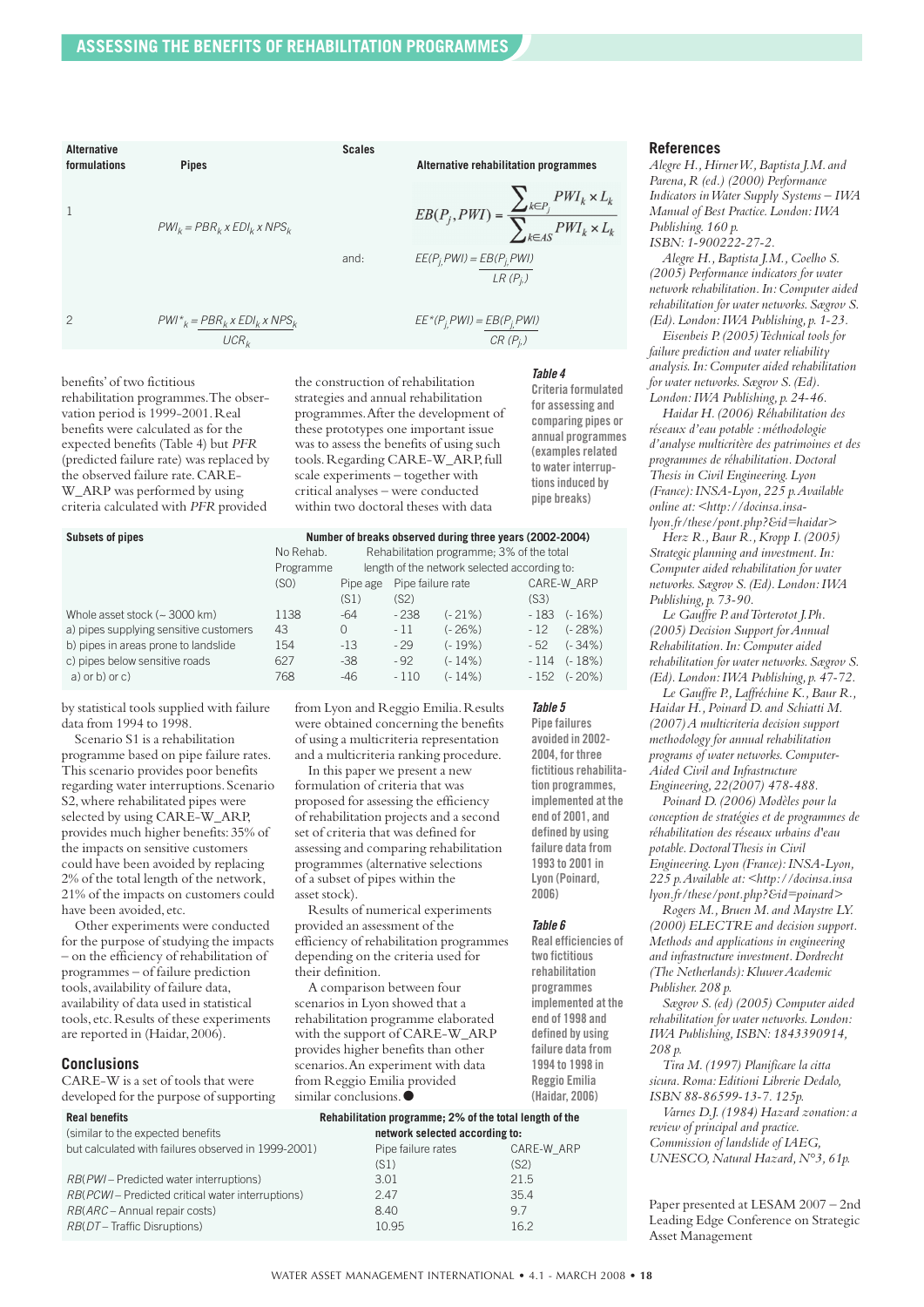| Alternative formulations | Pipes | Scales | Alternative rehabilitation programmes |
|---|---|---|---|
| 1 | $PWI_k = PBR_k \times EDI_k \times NPS_k$ | | $EB(P_j, PWI) = \dfrac{\sum_{k \in P_j} PWI_k \times L_k}{\sum_{k \in AS} PWI_k \times L_k}$ |
| | | and: | $EE(P_j, PWI) = \dfrac{EB(P_j, PWI)}{LR(P_j)}$ |
| 2 | $PWI^*_k = \dfrac{PBR_k \times EDI_k \times NPS_k}{UCR_k}$ | | $EE^*(P_j, PWI) = \dfrac{EB(P_j, PWI)}{CR(P_j)}$ |

*Table 4* **Criteria formulated for assessing and comparing pipes or annual programmes (examples related to water interruptions induced by pipe breaks)**

benefits' of two fictitious rehabilitation programmes. The observation period is 1999-2001. Real benefits were calculated as for the expected benefits (Table 4) but *PFR* (predicted failure rate) was replaced by the observed failure rate. CARE-W_ARP was performed by using criteria calculated with *PFR* provided by statistical tools supplied with failure data from 1994 to 1998.

Scenario S1 is a rehabilitation programme based on pipe failure rates. This scenario provides poor benefits regarding water interruptions. Scenario S2, where rehabilitated pipes were selected by using CARE-W_ARP, provides much higher benefits: 35% of the impacts on sensitive customers could have been avoided by replacing 2% of the total length of the network, 21% of the impacts on customers could have been avoided, etc.

Other experiments were conducted for the purpose of studying the impacts – on the efficiency of rehabilitation of programmes – of failure prediction tools, availability of failure data, availability of data used in statistical tools, etc. Results of these experiments are reported in (Haidar, 2006).

## Conclusions

CARE-W is a set of tools that were developed for the purpose of supporting the construction of rehabilitation strategies and annual rehabilitation programmes. After the development of these prototypes one important issue was to assess the benefits of using such tools. Regarding CARE-W_ARP, full scale experiments – together with critical analyses – were conducted within two doctoral theses with data from Lyon and Reggio Emilia. Results were obtained concerning the benefits of using a multicriteria representation and a multicriteria ranking procedure.

In this paper we present a new formulation of criteria that was proposed for assessing the efficiency of rehabilitation projects and a second set of criteria that was defined for assessing and comparing rehabilitation programmes (alternative selections of a subset of pipes within the asset stock).

Results of numerical experiments provided an assessment of the efficiency of rehabilitation programmes depending on the criteria used for their definition.

A comparison between four scenarios in Lyon showed that a rehabilitation programme elaborated with the support of CARE-W_ARP provides higher benefits than other scenarios. An experiment with data from Reggio Emilia provided similar conclusions. ●

| Subsets of pipes | Number of breaks observed during three years (2002-2004) | | | | | |
|---|---|---|---|---|---|---|
| | No Rehab. Programme | Rehabilitation programme; 3% of the total length of the network selected according to: | | | | |
| | (S0) | Pipe age (S1) | Pipe failure rate (S2) | | CARE-W_ARP (S3) | |
| Whole asset stock (~ 3000 km) | 1138 | -64 | - 238 | (- 21%) | - 183 | (- 16%) |
| a) pipes supplying sensitive customers | 43 | 0 | - 11 | (- 26%) | - 12 | (- 28%) |
| b) pipes in areas prone to landslide | 154 | -13 | - 29 | (- 19%) | - 52 | (- 34%) |
| c) pipes below sensitive roads | 627 | -38 | - 92 | (- 14%) | - 114 | (- 18%) |
| a) or b) or c) | 768 | -46 | - 110 | (- 14%) | - 152 | (- 20%) |

*Table 5* **Pipe failures avoided in 2002-2004, for three fictitious rehabilitation programmes, implemented at the end of 2001, and defined by using failure data from 1993 to 2001 in Lyon (Poinard, 2006)**

| Real benefits (similar to the expected benefits but calculated with failures observed in 1999-2001) | Rehabilitation programme; 2% of the total length of the network selected according to: | |
|---|---|---|
| | Pipe failure rates (S1) | CARE-W_ARP (S2) |
| *RB(PWI* – Predicted water interruptions) | 3.01 | 21.5 |
| *RB(PCWI* – Predicted critical water interruptions) | 2.47 | 35.4 |
| *RB(ARC* – Annual repair costs) | 8.40 | 9.7 |
| *RB(DT* – Traffic Disruptions) | 10.95 | 16.2 |

*Table 6* **Real efficiencies of two fictitious rehabilitation programmes implemented at the end of 1998 and defined by using failure data from 1994 to 1998 in Reggio Emilia (Haidar, 2006)**

## References

*Alegre H., Hirner W., Baptista J.M. and Parena, R (ed.) (2000) Performance Indicators in Water Supply Systems – IWA Manual of Best Practice. London: IWA Publishing. 160 p. ISBN: 1-900222-27-2.*

*Alegre H., Baptista J.M., Coelho S. (2005) Performance indicators for water network rehabilitation. In: Computer aided rehabilitation for water networks. Sægrov S. (Ed). London: IWA Publishing, p. 1-23.*

*Eisenbeis P. (2005) Technical tools for failure prediction and water reliability analysis. In: Computer aided rehabilitation for water networks. Sægrov S. (Ed). London: IWA Publishing, p. 24-46.*

*Haidar H. (2006) Réhabilitation des réseaux d'eau potable : méthodologie d'analyse multicritère des patrimoines et des programmes de réhabilitation. Doctoral Thesis in Civil Engineering. Lyon (France): INSA-Lyon, 225 p. Available online at: <http://docinsa.insa-lyon.fr/these/pont.php?&id=haidar>*

*Herz R., Baur R., Kropp I. (2005) Strategic planning and investment. In: Computer aided rehabilitation for water networks. Sægrov S. (Ed). London: IWA Publishing, p. 73-90.*

*Le Gauffre P. and Torterotot J.Ph. (2005) Decision Support for Annual Rehabilitation. In: Computer aided rehabilitation for water networks. Sægrov S. (Ed). London: IWA Publishing, p. 47-72.*

*Le Gauffre P., Laffréchine K., Baur R., Haidar H., Poinard D. and Schiatti M. (2007) A multicriteria decision support methodology for annual rehabilitation programs of water networks. Computer-Aided Civil and Infrastructure Engineering, 22(2007) 478-488.*

*Poinard D. (2006) Modèles pour la conception de stratégies et de programmes de réhabilitation des réseaux urbains d'eau potable. Doctoral Thesis in Civil Engineering. Lyon (France): INSA-Lyon, 225 p. Available at: <http://docinsa.insa lyon.fr/these/pont.php?&id=poinard>*

*Rogers M., Bruen M. and Maystre LY. (2000) ELECTRE and decision support. Methods and applications in engineering and infrastructure investment. Dordrecht (The Netherlands): Kluwer Academic Publisher. 208 p.*

*Sægrov S. (ed) (2005) Computer aided rehabilitation for water networks. London: IWA Publishing, ISBN: 1843390914, 208 p.*

*Tira M. (1997) Planificare la citta sicura. Roma: Editioni Librerie Dedalo, ISBN 88-86599-13-7. 125p.*

*Varnes D.J. (1984) Hazard zonation: a review of principal and practice. Commission of landslide of IAEG, UNESCO, Natural Hazard, N°3, 61p.*

Paper presented at LESAM 2007 – 2nd Leading Edge Conference on Strategic Asset Management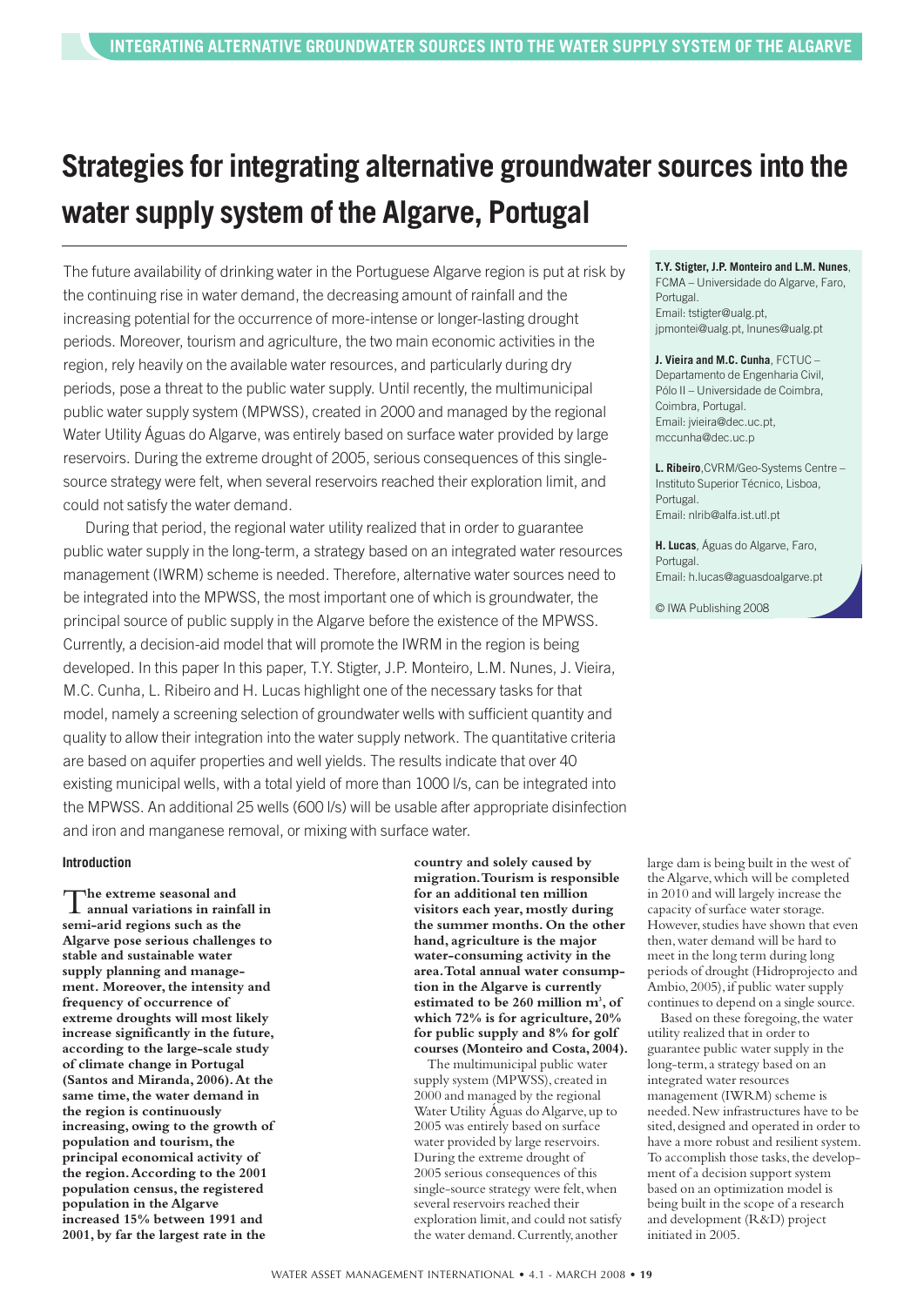# Strategies for integrating alternative groundwater sources into the water supply system of the Algarve, Portugal

The future availability of drinking water in the Portuguese Algarve region is put at risk by the continuing rise in water demand, the decreasing amount of rainfall and the increasing potential for the occurrence of more-intense or longer-lasting drought periods. Moreover, tourism and agriculture, the two main economic activities in the region, rely heavily on the available water resources, and particularly during dry periods, pose a threat to the public water supply. Until recently, the multimunicipal public water supply system (MPWSS), created in 2000 and managed by the regional Water Utility Águas do Algarve, was entirely based on surface water provided by large reservoirs. During the extreme drought of 2005, serious consequences of this single-source strategy were felt, when several reservoirs reached their exploration limit, and could not satisfy the water demand.

During that period, the regional water utility realized that in order to guarantee public water supply in the long-term, a strategy based on an integrated water resources management (IWRM) scheme is needed. Therefore, alternative water sources need to be integrated into the MPWSS, the most important one of which is groundwater, the principal source of public supply in the Algarve before the existence of the MPWSS. Currently, a decision-aid model that will promote the IWRM in the region is being developed. In this paper In this paper, T.Y. Stigter, J.P. Monteiro, L.M. Nunes, J. Vieira, M.C. Cunha, L. Ribeiro and H. Lucas highlight one of the necessary tasks for that model, namely a screening selection of groundwater wells with sufficient quantity and quality to allow their integration into the water supply network. The quantitative criteria are based on aquifer properties and well yields. The results indicate that over 40 existing municipal wells, with a total yield of more than 1000 l/s, can be integrated into the MPWSS. An additional 25 wells (600 l/s) will be usable after appropriate disinfection and iron and manganese removal, or mixing with surface water.

**T.Y. Stigter, J.P. Monteiro and L.M. Nunes**, FCMA – Universidade do Algarve, Faro, Portugal. Email: tstigter@ualg.pt, jpmontei@ualg.pt, lnunes@ualg.pt

**J. Vieira and M.C. Cunha**, FCTUC – Departamento de Engenharia Civil, Pólo II – Universidade de Coimbra, Coimbra, Portugal. Email: jvieira@dec.uc.pt, mccunha@dec.uc.p

**L. Ribeiro**, CVRM/Geo-Systems Centre – Instituto Superior Técnico, Lisboa, Portugal. Email: nlrib@alfa.ist.utl.pt

**H. Lucas**, Águas do Algarve, Faro, Portugal. Email: h.lucas@aguasdoalgarve.pt

© IWA Publishing 2008

## Introduction

**The extreme seasonal and annual variations in rainfall in semi-arid regions such as the Algarve pose serious challenges to stable and sustainable water supply planning and management. Moreover, the intensity and frequency of occurrence of extreme droughts will most likely increase significantly in the future, according to the large-scale study of climate change in Portugal (Santos and Miranda, 2006). At the same time, the water demand in the region is continuously increasing, owing to the growth of population and tourism, the principal economical activity of the region. According to the 2001 population census, the registered population in the Algarve increased 15% between 1991 and 2001, by far the largest rate in the country and solely caused by migration. Tourism is responsible for an additional ten million visitors each year, mostly during the summer months. On the other hand, agriculture is the major water-consuming activity in the area. Total annual water consumption in the Algarve is currently estimated to be 260 million m³, of which 72% is for agriculture, 20% for public supply and 8% for golf courses (Monteiro and Costa, 2004).**

The multimunicipal public water supply system (MPWSS), created in 2000 and managed by the regional Water Utility Águas do Algarve, up to 2005 was entirely based on surface water provided by large reservoirs. During the extreme drought of 2005 serious consequences of this single-source strategy were felt, when several reservoirs reached their exploration limit, and could not satisfy the water demand. Currently, another large dam is being built in the west of the Algarve, which will be completed in 2010 and will largely increase the capacity of surface water storage. However, studies have shown that even then, water demand will be hard to meet in the long term during long periods of drought (Hidroprojecto and Ambio, 2005), if public water supply continues to depend on a single source.

Based on these foregoing, the water utility realized that in order to guarantee public water supply in the long-term, a strategy based on an integrated water resources management (IWRM) scheme is needed. New infrastructures have to be sited, designed and operated in order to have a more robust and resilient system. To accomplish those tasks, the development of a decision support system based on an optimization model is being built in the scope of a research and development (R&D) project initiated in 2005.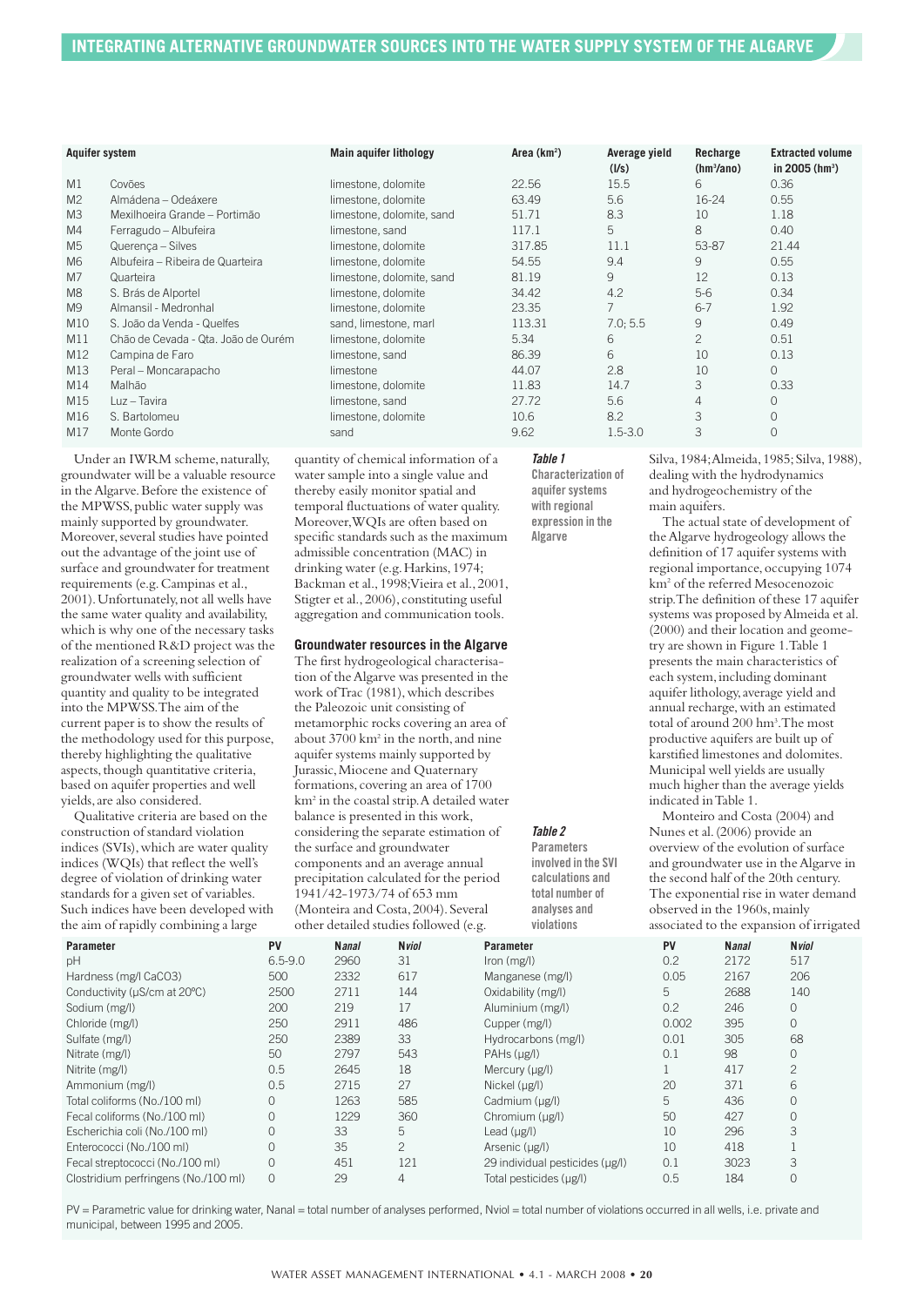| Aquifer system | | Main aquifer lithology | Area (km²) | Average yield (l/s) | Recharge (hm³/ano) | Extracted volume in 2005 (hm³) |
|---|---|---|---|---|---|---|
| M1 | Covões | limestone, dolomite | 22.56 | 15.5 | 6 | 0.36 |
| M2 | Almádena – Odeáxere | limestone, dolomite | 63.49 | 5.6 | 16-24 | 0.55 |
| M3 | Mexilhoeira Grande – Portimão | limestone, dolomite, sand | 51.71 | 8.3 | 10 | 1.18 |
| M4 | Ferragudo – Albufeira | limestone, sand | 117.1 | 5 | 8 | 0.40 |
| M5 | Querença – Silves | limestone, dolomite | 317.85 | 11.1 | 53-87 | 21.44 |
| M6 | Albufeira – Ribeira de Quarteira | limestone, dolomite | 54.55 | 9.4 | 9 | 0.55 |
| M7 | Quarteira | limestone, dolomite, sand | 81.19 | 9 | 12 | 0.13 |
| M8 | S. Brás de Alportel | limestone, dolomite | 34.42 | 4.2 | 5-6 | 0.34 |
| M9 | Almansil - Medronhal | limestone, dolomite | 23.35 | 7 | 6-7 | 1.92 |
| M10 | S. João da Venda - Quelfes | sand, limestone, marl | 113.31 | 7.0; 5.5 | 9 | 0.49 |
| M11 | Chão de Cevada - Qta. João de Ourém | limestone, dolomite | 5.34 | 6 | 2 | 0.51 |
| M12 | Campina de Faro | limestone, sand | 86.39 | 6 | 10 | 0.13 |
| M13 | Peral – Moncarapacho | limestone | 44.07 | 2.8 | 10 | 0 |
| M14 | Malhão | limestone, dolomite | 11.83 | 14.7 | 3 | 0.33 |
| M15 | Luz – Tavira | limestone, sand | 27.72 | 5.6 | 4 | 0 |
| M16 | S. Bartolomeu | limestone, dolomite | 10.6 | 8.2 | 3 | 0 |
| M17 | Monte Gordo | sand | 9.62 | 1.5-3.0 | 3 | 0 |

***Table 1*** **Characterization of aquifer systems with regional expression in the Algarve**

Under an IWRM scheme, naturally, groundwater will be a valuable resource in the Algarve. Before the existence of the MPWSS, public water supply was mainly supported by groundwater. Moreover, several studies have pointed out the advantage of the joint use of surface and groundwater for treatment requirements (e.g. Campinas et al., 2001). Unfortunately, not all wells have the same water quality and availability, which is why one of the necessary tasks of the mentioned R&D project was the realization of a screening selection of groundwater wells with sufficient quantity and quality to be integrated into the MPWSS. The aim of the current paper is to show the results of the methodology used for this purpose, thereby highlighting the qualitative aspects, though quantitative criteria, based on aquifer properties and well yields, are also considered.

Qualitative criteria are based on the construction of standard violation indices (SVIs), which are water quality indices (WQIs) that reflect the well's degree of violation of drinking water standards for a given set of variables. Such indices have been developed with the aim of rapidly combining a large quantity of chemical information of a water sample into a single value and thereby easily monitor spatial and temporal fluctuations of water quality. Moreover, WQIs are often based on specific standards such as the maximum admissible concentration (MAC) in drinking water (e.g. Harkins, 1974; Backman et al., 1998; Vieira et al., 2001, Stigter et al., 2006), constituting useful aggregation and communication tools.

## Groundwater resources in the Algarve

The first hydrogeological characterisation of the Algarve was presented in the work of Trac (1981), which describes the Paleozoic unit consisting of metamorphic rocks covering an area of about 3700 km² in the north, and nine aquifer systems mainly supported by Jurassic, Miocene and Quaternary formations, covering an area of 1700 km² in the coastal strip. A detailed water balance is presented in this work, considering the separate estimation of the surface and groundwater components and an average annual precipitation calculated for the period 1941/42-1973/74 of 653 mm (Monteira and Costa, 2004). Several other detailed studies followed (e.g. Silva, 1984; Almeida, 1985; Silva, 1988), dealing with the hydrodynamics and hydrogeochemistry of the main aquifers.

The actual state of development of the Algarve hydrogeology allows the definition of 17 aquifer systems with regional importance, occupying 1074 km² of the referred Mesocenozoic strip. The definition of these 17 aquifer systems was proposed by Almeida et al. (2000) and their location and geometry are shown in Figure 1. Table 1 presents the main characteristics of each system, including dominant aquifer lithology, average yield and annual recharge, with an estimated total of around 200 hm³. The most productive aquifers are built up of karstified limestones and dolomites. Municipal well yields are usually much higher than the average yields indicated in Table 1.

Monteiro and Costa (2004) and Nunes et al. (2006) provide an overview of the evolution of surface and groundwater use in the Algarve in the second half of the 20th century. The exponential rise in water demand observed in the 1960s, mainly associated to the expansion of irrigated

***Table 2*** **Parameters involved in the SVI calculations and total number of analyses and violations**

| Parameter | PV | N*anal* | N*viol* | Parameter | PV | N*anal* | N*viol* |
|---|---|---|---|---|---|---|---|
| pH | 6.5-9.0 | 2960 | 31 | Iron (mg/l) | 0.2 | 2172 | 517 |
| Hardness (mg/l CaCO3) | 500 | 2332 | 617 | Manganese (mg/l) | 0.05 | 2167 | 206 |
| Conductivity (µS/cm at 20ºC) | 2500 | 2711 | 144 | Oxidability (mg/l) | 5 | 2688 | 140 |
| Sodium (mg/l) | 200 | 219 | 17 | Aluminium (mg/l) | 0.2 | 246 | 0 |
| Chloride (mg/l) | 250 | 2911 | 486 | Cupper (mg/l) | 0.002 | 395 | 0 |
| Sulfate (mg/l) | 250 | 2389 | 33 | Hydrocarbons (mg/l) | 0.01 | 305 | 68 |
| Nitrate (mg/l) | 50 | 2797 | 543 | PAHs (µg/l) | 0.1 | 98 | 0 |
| Nitrite (mg/l) | 0.5 | 2645 | 18 | Mercury (µg/l) | 1 | 417 | 2 |
| Ammonium (mg/l) | 0.5 | 2715 | 27 | Nickel (µg/l) | 20 | 371 | 6 |
| Total coliforms (No./100 ml) | 0 | 1263 | 585 | Cadmium (µg/l) | 5 | 436 | 0 |
| Fecal coliforms (No./100 ml) | 0 | 1229 | 360 | Chromium (µg/l) | 50 | 427 | 0 |
| Escherichia coli (No./100 ml) | 0 | 33 | 5 | Lead (µg/l) | 10 | 296 | 3 |
| Enterococci (No./100 ml) | 0 | 35 | 2 | Arsenic (µg/l) | 10 | 418 | 1 |
| Fecal streptococci (No./100 ml) | 0 | 451 | 121 | 29 individual pesticides (µg/l) | 0.1 | 3023 | 3 |
| Clostridium perfringens (No./100 ml) | 0 | 29 | 4 | Total pesticides (µg/l) | 0.5 | 184 | 0 |

PV = Parametric value for drinking water, Nanal = total number of analyses performed, Nviol = total number of violations occurred in all wells, i.e. private and municipal, between 1995 and 2005.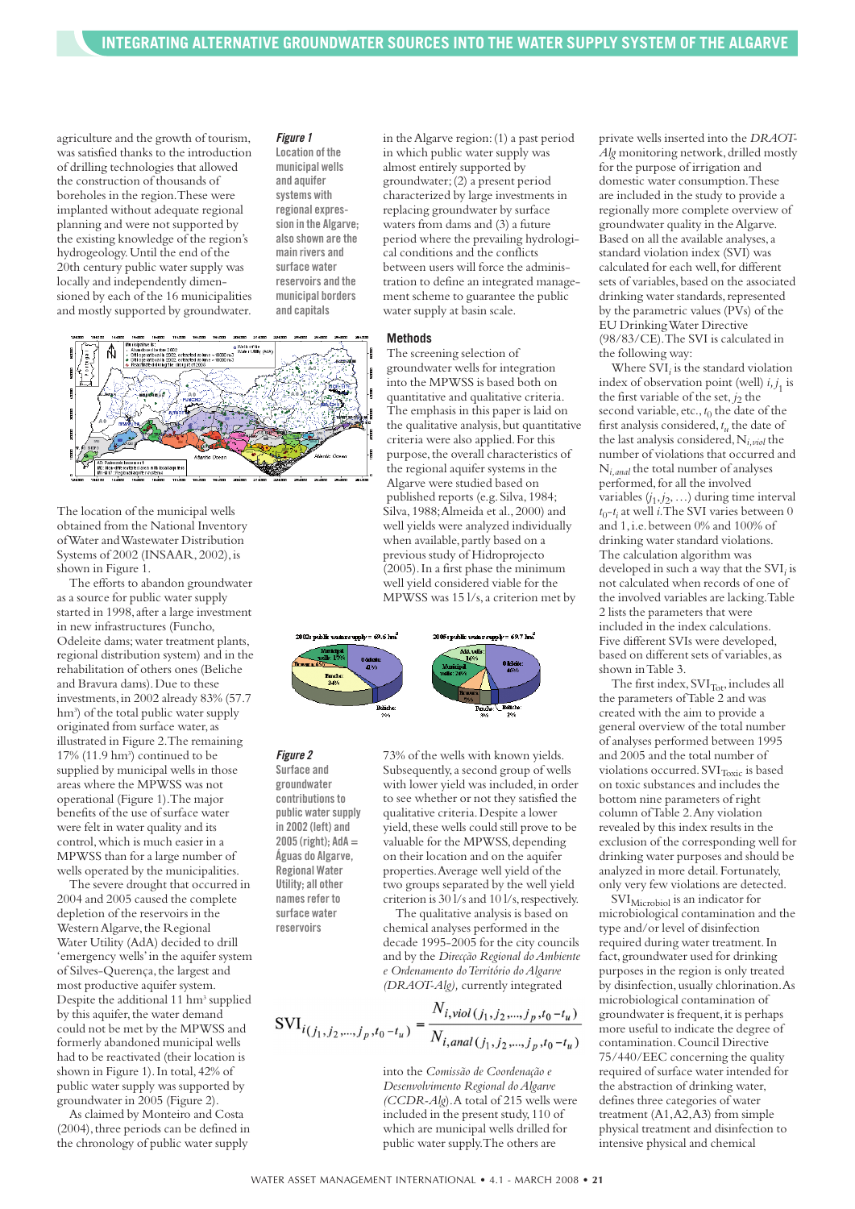agriculture and the growth of tourism, was satisfied thanks to the introduction of drilling technologies that allowed the construction of thousands of boreholes in the region. These were implanted without adequate regional planning and were not supported by the existing knowledge of the region's hydrogeology. Until the end of the 20th century public water supply was locally and independently dimensioned by each of the 16 municipalities and mostly supported by groundwater.

***Figure 1***
**Location of the municipal wells and aquifer systems with regional expression in the Algarve; also shown are the main rivers and surface water reservoirs and the municipal borders and capitals**

The location of the municipal wells obtained from the National Inventory of Water and Wastewater Distribution Systems of 2002 (INSAAR, 2002), is shown in Figure 1.

The efforts to abandon groundwater as a source for public water supply started in 1998, after a large investment in new infrastructures (Funcho, Odeleite dams; water treatment plants, regional distribution system) and in the rehabilitation of others ones (Beliche and Bravura dams). Due to these investments, in 2002 already 83% (57.7 hm³) of the total public water supply originated from surface water, as illustrated in Figure 2. The remaining 17% (11.9 hm³) continued to be supplied by municipal wells in those areas where the MPWSS was not operational (Figure 1). The major benefits of the use of surface water were felt in water quality and its control, which is much easier in a MPWSS than for a large number of wells operated by the municipalities.

The severe drought that occurred in 2004 and 2005 caused the complete depletion of the reservoirs in the Western Algarve, the Regional Water Utility (AdA) decided to drill 'emergency wells' in the aquifer system of Silves-Querença, the largest and most productive aquifer system. Despite the additional 11 hm³ supplied by this aquifer, the water demand could not be met by the MPWSS and formerly abandoned municipal wells had to be reactivated (their location is shown in Figure 1). In total, 42% of public water supply was supported by groundwater in 2005 (Figure 2).

As claimed by Monteiro and Costa (2004), three periods can be defined in the chronology of public water supply in the Algarve region: (1) a past period in which public water supply was almost entirely supported by groundwater; (2) a present period characterized by large investments in replacing groundwater by surface waters from dams and (3) a future period where the prevailing hydrological conditions and the conflicts between users will force the administration to define an integrated management scheme to guarantee the public water supply at basin scale.

## Methods

The screening selection of groundwater wells for integration into the MPWSS is based both on quantitative and qualitative criteria. The emphasis in this paper is laid on the qualitative analysis, but quantitative criteria were also applied. For this purpose, the overall characteristics of the regional aquifer systems in the Algarve were studied based on published reports (e.g. Silva, 1984; Silva, 1988; Almeida et al., 2000) and well yields were analyzed individually when available, partly based on a previous study of Hidroprojecto (2005). In a first phase the minimum well yield considered viable for the MPWSS was 15 l/s, a criterion met by 73% of the wells with known yields. Subsequently, a second group of wells with lower yield was included, in order to see whether or not they satisfied the qualitative criteria. Despite a lower yield, these wells could still prove to be valuable for the MPWSS, depending on their location and on the aquifer properties. Average well yield of the two groups separated by the well yield criterion is 30 l/s and 10 l/s, respectively.

***Figure 2***
**Surface and groundwater contributions to public water supply in 2002 (left) and 2005 (right); AdA = Águas do Algarve, Regional Water Utility; all other names refer to surface water reservoirs**

The qualitative analysis is based on chemical analyses performed in the decade 1995-2005 for the city councils and by the *Direcção Regional do Ambiente e Ordenamento do Território do Algarve (DRAOT-Alg)*, currently integrated into the *Comissão de Coordenação e Desenvolvimento Regional do Algarve (CCDR-Alg)*. A total of 215 wells were included in the present study, 110 of which are municipal wells drilled for public water supply. The others are private wells inserted into the *DRAOT-Alg* monitoring network, drilled mostly for the purpose of irrigation and domestic water consumption. These are included in the study to provide a regionally more complete overview of groundwater quality in the Algarve. Based on all the available analyses, a standard violation index (SVI) was calculated for each well, for different sets of variables, based on the associated drinking water standards, represented by the parametric values (PVs) of the EU Drinking Water Directive (98/83/CE). The SVI is calculated in the following way:

$$\mathrm{SVI}_{i(j_1,j_2,...,j_p,t_0-t_u)} = \frac{N_{i,viol\,(j_1,j_2,...,j_p,t_0-t_u)}}{N_{i,anal\,(j_1,j_2,...,j_p,t_0-t_u)}}$$

Where $\mathrm{SVI}_i$ is the standard violation index of observation point (well) $i$, $j_1$ is the first variable of the set, $j_2$ the second variable, etc., $t_0$ the date of the first analysis considered, $t_u$ the date of the last analysis considered, $N_{i,viol}$ the number of violations that occurred and $N_{i,anal}$ the total number of analyses performed, for all the involved variables $(j_1, j_2, \ldots)$ during time interval $t_0$-$t_i$ at well $i$. The SVI varies between 0 and 1, i.e. between 0% and 100% of drinking water standard violations. The calculation algorithm was developed in such a way that the $\mathrm{SVI}_i$ is not calculated when records of one of the involved variables are lacking. Table 2 lists the parameters that were included in the index calculations. Five different SVIs were developed, based on different sets of variables, as shown in Table 3.

The first index, $\mathrm{SVI}_{Tot}$, includes all the parameters of Table 2 and was created with the aim to provide a general overview of the total number of analyses performed between 1995 and 2005 and the total number of violations occurred. $\mathrm{SVI}_{Toxic}$ is based on toxic substances and includes the bottom nine parameters of right column of Table 2. Any violation revealed by this index results in the exclusion of the corresponding well for drinking water purposes and should be analyzed in more detail. Fortunately, only very few violations are detected.

$\mathrm{SVI}_{Microbiol}$ is an indicator for microbiological contamination and the type and/or level of disinfection required during water treatment. In fact, groundwater used for drinking purposes in the region is only treated by disinfection, usually chlorination. As microbiological contamination of groundwater is frequent, it is perhaps more useful to indicate the degree of contamination. Council Directive 75/440/EEC concerning the quality required of surface water intended for the abstraction of drinking water, defines three categories of water treatment (A1, A2, A3) from simple physical treatment and disinfection to intensive physical and chemical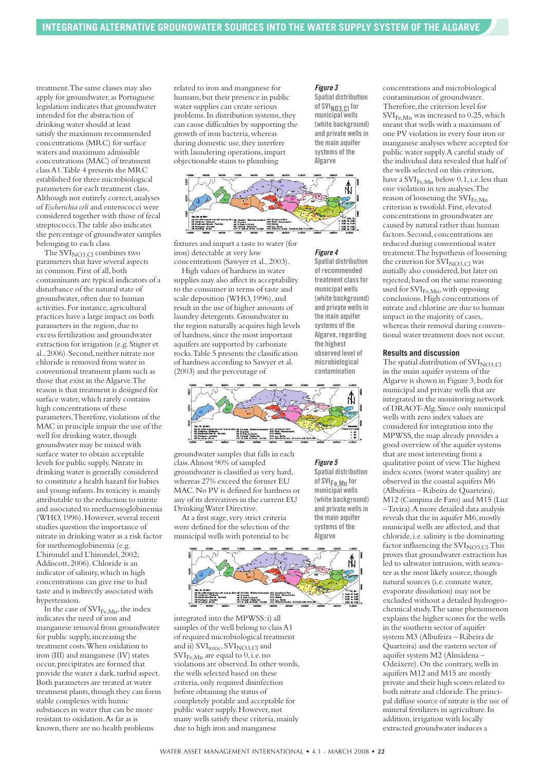treatment. The same classes may also apply for groundwater, as Portuguese legislation indicates that groundwater intended for the abstraction of drinking water should at least satisfy the maximum recommended concentrations (MRC) for surface waters and maximum admissible concentrations (MAC) of treatment class A1. Table 4 presents the MRC established for three microbiological parameters for each treatment class. Although not entirely correct, analyses of *Escherichia coli* and enterococci were considered together with those of fecal streptococci. The table also indicates the percentage of groundwater samples belonging to each class.

The $SVI_{NO3,Cl}$ combines two parameters that have several aspects in common. First of all, both contaminants are typical indicators of a disturbance of the natural state of groundwater, often due to human activities. For instance, agricultural practices have a large impact on both parameters in the region, due to excess fertilization and groundwater extraction for irrigation (e.g. Stigter et al., 2006). Second, neither nitrate nor chloride is removed from water in conventional treatment plants such as those that exist in the Algarve. The reason is that treatment is designed for surface water, which rarely contains high concentrations of these parameters. Therefore, violations of the MAC in principle impair the use of the well for drinking water, though groundwater may be mixed with surface water to obtain acceptable levels for public supply. Nitrate in drinking water is generally considered to constitute a health hazard for babies and young infants. Its toxicity is mainly attributable to the reduction to nitrite and associated to methaemoglobinemia (WHO, 1996). However, several recent studies question the importance of nitrate in drinking water as a risk factor for methemoglobinemia (e.g. L'hirondel and L'hirondel, 2002; Addiscott, 2006). Chloride is an indicator of salinity, which in high concentrations can give rise to bad taste and is indirectly associated with hypertension.

In the case of $SVI_{Fe,Mn}$, the index indicates the need of iron and manganese removal from groundwater for public supply, increasing the treatment costs. When oxidation to iron (III) and manganese (IV) states occur, precipitates are formed that provide the water a dark, turbid aspect. Both parameters are treated at water treatment plants, though they can form stable complexes with humic substances in water that can be more resistant to oxidation. As far as is known, there are no health problems related to iron and manganese for humans, but their presence in public water supplies can create serious problems. In distribution systems, they can cause difficulties by supporting the growth of iron bacteria, whereas during domestic use, they interfere with laundering operations, impart objectionable stains to plumbing fixtures and impart a taste to water (for iron) detectable at very low concentrations (Sawyer et al., 2003).

High values of hardness in water supplies may also affect its acceptability to the consumer in terms of taste and scale deposition (WHO, 1996), and result in the use of higher amounts of laundry detergents. Groundwater in the region naturally acquires high levels of hardness, since the most important aquifers are supported by carbonate rocks. Table 5 presents the classification of hardness according to Sawyer et al. (2003) and the percentage of groundwater samples that falls in each class. Almost 90% of sampled groundwater is classified as very hard, whereas 27% exceed the former EU MAC. No PV is defined for hardness or any of its derivatives in the current EU Drinking Water Directive.

At a first stage, very strict criteria were defined for the selection of the municipal wells with potential to be integrated into the MPWSS: i) all samples of the well belong to class A1 of required microbiological treatment and ii) $SVI_{toxic}$, $SVI_{NO3,Cl}$ and $SVI_{Fe,Mn}$ are equal to 0, i.e. no violations are observed. In other words, the wells selected based on these criteria, only required disinfection before obtaining the status of completely potable and acceptable for public water supply. However, not many wells satisfy these criteria, mainly due to high iron and manganese concentrations and microbiological contamination of groundwater. Therefore, the criterion level for $SVI_{Fe,Mn}$ was increased to 0.25, which meant that wells with a maximum of one PV violation in every four iron or manganese analyses where accepted for public water supply. A careful study of the individual data revealed that half of the wells selected on this criterion, have a $SVI_{Fe,Mn}$ below 0.1, i.e. less than one violation in ten analyses. The reason of loosening the $SVI_{Fe,Mn}$ criterion is twofold. First, elevated concentrations in groundwater are caused by natural rather than human factors. Second, concentrations are reduced during conventional water treatment. The hypothesis of loosening the criterion for $SVI_{NO3,Cl}$ was initially also considered, but later on rejected, based on the same reasoning used for $SVI_{Fe,Mn}$, with opposing conclusions. High concentrations of nitrate and chlorine are due to human impact in the majority of cases, whereas their removal during conventional water treatment does not occur.

*Figure 3* Spatial distribution of $SVI_{NO3,Cl}$ for municipal wells (white background) and private wells in the main aquifer systems of the Algarve

*Figure 4* Spatial distribution of recommended treatment class for municipal wells (white background) and private wells in the main aquifer systems of the Algarve, regarding the highest observed level of microbiological contamination

*Figure 5* Spatial distribution of $SVI_{Fe,Mn}$ for municipal wells (white background) and private wells in the main aquifer systems of the Algarve

## Results and discussion

The spatial distribution of $SVI_{NO3,Cl}$ in the main aquifer systems of the Algarve is shown in Figure 3, both for municipal and private wells that are integrated in the monitoring network of DRAOT-Alg. Since only municipal wells with zero index values are considered for integration into the MPWSS, the map already provides a good overview of the aquifer systems that are most interesting from a qualitative point of view. The highest index scores (worst water quality) are observed in the coastal aquifers M6 (Albufeira – Ribeira de Quarteira), M12 (Campina de Faro) and M15 (Luz – Tavira). A more detailed data analysis reveals that in the aquifer M6, mostly municipal wells are affected, and that chloride, i.e. salinity is the dominating factor influencing the $SVI_{NO3,Cl}$. This proves that groundwater extraction has led to saltwater intrusion, with seawater as the most likely source, though natural sources (i.e. connate water, evaporate dissolution) may not be excluded without a detailed hydrogeochemical study. The same phenomenon explains the higher scores for the wells in the southern sector of aquifer system M3 (Albufeira – Ribeira de Quarteira) and the eastern sector of aquifer system M2 (Almádena – Odeáxere). On the contrary, wells in aquifers M12 and M15 are mostly private and their high scores related to both nitrate and chloride. The principal diffuse source of nitrate is the use of mineral fertilizers in agriculture. In addition, irrigation with locally extracted groundwater induces a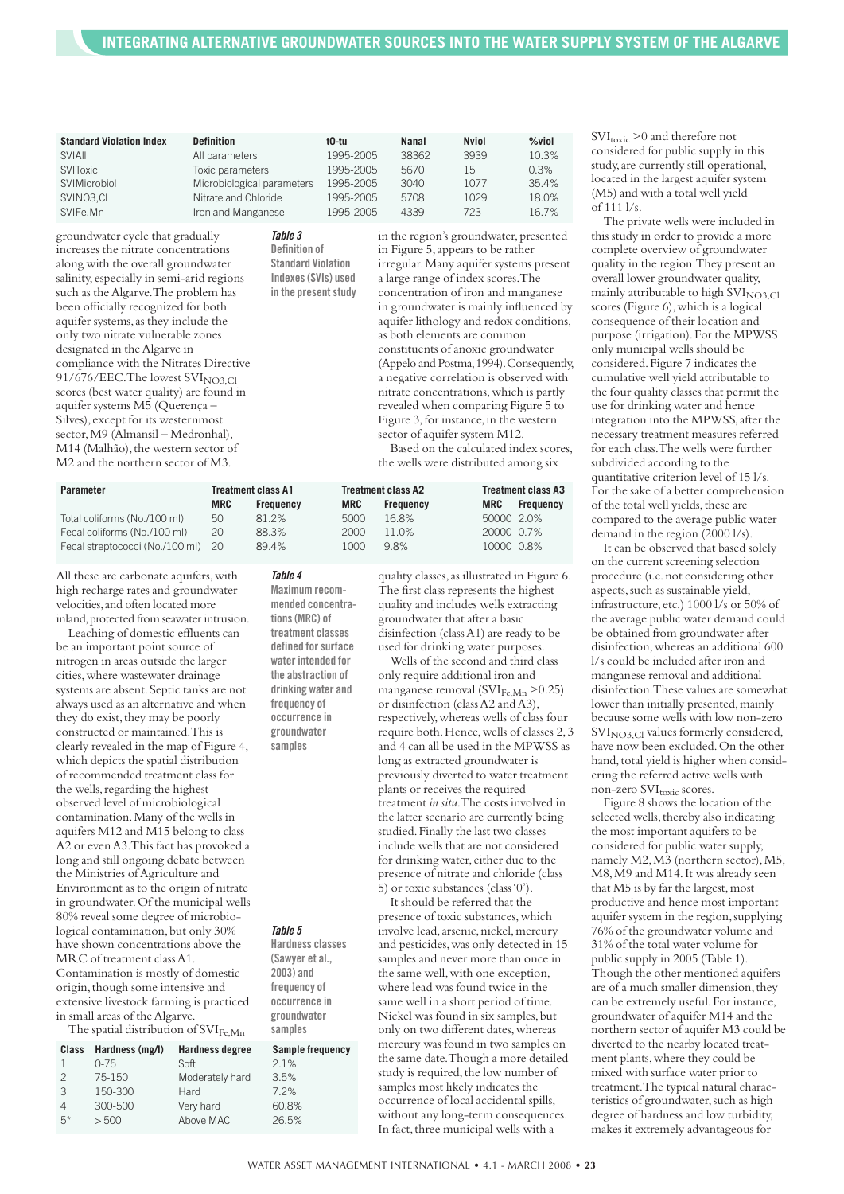| Standard Violation Index | Definition | t0-tu | Nanal | Nviol | %viol |
|---|---|---|---|---|---|
| SVIAll | All parameters | 1995-2005 | 38362 | 3939 | 10.3% |
| SVIToxic | Toxic parameters | 1995-2005 | 5670 | 15 | 0.3% |
| SVIMicrobiol | Microbiological parameters | 1995-2005 | 3040 | 1077 | 35.4% |
| SVINO3,Cl | Nitrate and Chloride | 1995-2005 | 5708 | 1029 | 18.0% |
| SVIFe,Mn | Iron and Manganese | 1995-2005 | 4339 | 723 | 16.7% |

***Table 3*** **Definition of Standard Violation Indexes (SVIs) used in the present study**

groundwater cycle that gradually increases the nitrate concentrations along with the overall groundwater salinity, especially in semi-arid regions such as the Algarve. The problem has been officially recognized for both aquifer systems, as they include the only two nitrate vulnerable zones designated in the Algarve in compliance with the Nitrates Directive 91/676/EEC. The lowest $SVI_{NO3,Cl}$ scores (best water quality) are found in aquifer systems M5 (Querença – Silves), except for its westernmost sector, M9 (Almansil – Medronhal), M14 (Malhão), the western sector of M2 and the northern sector of M3.

All these are carbonate aquifers, with high recharge rates and groundwater velocities, and often located more inland, protected from seawater intrusion.

Leaching of domestic effluents can be an important point source of nitrogen in areas outside the larger cities, where wastewater drainage systems are absent. Septic tanks are not always used as an alternative and when they do exist, they may be poorly constructed or maintained. This is clearly revealed in the map of Figure 4, which depicts the spatial distribution of recommended treatment class for the wells, regarding the highest observed level of microbiological contamination. Many of the wells in aquifers M12 and M15 belong to class A2 or even A3. This fact has provoked a long and still ongoing debate between the Ministries of Agriculture and Environment as to the origin of nitrate in groundwater. Of the municipal wells 80% reveal some degree of microbiological contamination, but only 30% have shown concentrations above the MRC of treatment class A1. Contamination is mostly of domestic origin, though some intensive and extensive livestock farming is practiced in small areas of the Algarve.

The spatial distribution of $SVI_{Fe,Mn}$ in the region's groundwater, presented in Figure 5, appears to be rather irregular. Many aquifer systems present a large range of index scores. The concentration of iron and manganese in groundwater is mainly influenced by aquifer lithology and redox conditions, as both elements are common constituents of anoxic groundwater (Appelo and Postma, 1994). Consequently, a negative correlation is observed with nitrate concentrations, which is partly revealed when comparing Figure 5 to Figure 3, for instance, in the western sector of aquifer system M12.

Based on the calculated index scores, the wells were distributed among six quality classes, as illustrated in Figure 6. The first class represents the highest quality and includes wells extracting groundwater that after a basic disinfection (class A1) are ready to be used for drinking water purposes.

Wells of the second and third class only require additional iron and manganese removal ($SVI_{Fe,Mn}$ >0.25) or disinfection (class A2 and A3), respectively, whereas wells of class four require both. Hence, wells of classes 2, 3 and 4 can all be used in the MPWSS as long as extracted groundwater is previously diverted to water treatment plants or receives the required treatment *in situ*. The costs involved in the latter scenario are currently being studied. Finally the last two classes include wells that are not considered for drinking water, either due to the presence of nitrate and chloride (class 5) or toxic substances (class '0').

It should be referred that the presence of toxic substances, which involve lead, arsenic, nickel, mercury and pesticides, was only detected in 15 samples and never more than once in the same well, with one exception, where lead was found twice in the same well in a short period of time. Nickel was found in six samples, but only on two different dates, whereas mercury was found in two samples on the same date. Though a more detailed study is required, the low number of samples most likely indicates the occurrence of local accidental spills, without any long-term consequences. In fact, three municipal wells with a $SVI_{toxic}$ >0 and therefore not considered for public supply in this study, are currently still operational, located in the largest aquifer system (M5) and with a total well yield of 111 l/s.

| Parameter | Treatment class A1 | | Treatment class A2 | | Treatment class A3 | |
|---|---|---|---|---|---|---|
| | MRC | Frequency | MRC | Frequency | MRC | Frequency |
| Total coliforms (No./100 ml) | 50 | 81.2% | 5000 | 16.8% | 50000 | 2.0% |
| Fecal coliforms (No./100 ml) | 20 | 88.3% | 2000 | 11.0% | 20000 | 0.7% |
| Fecal streptococci (No./100 ml) | 20 | 89.4% | 1000 | 9.8% | 10000 | 0.8% |

***Table 4*** **Maximum recommended concentrations (MRC) of treatment classes defined for surface water intended for the abstraction of drinking water and frequency of occurrence in groundwater samples**

| Class | Hardness (mg/l) | Hardness degree | Sample frequency |
|---|---|---|---|
| 1 | 0-75 | Soft | 2.1% |
| 2 | 75-150 | Moderately hard | 3.5% |
| 3 | 150-300 | Hard | 7.2% |
| 4 | 300-500 | Very hard | 60.8% |
| 5* | > 500 | Above MAC | 26.5% |

***Table 5*** **Hardness classes (Sawyer et al., 2003) and frequency of occurrence in groundwater samples**

The private wells were included in this study in order to provide a more complete overview of groundwater quality in the region. They present an overall lower groundwater quality, mainly attributable to high $SVI_{NO3,Cl}$ scores (Figure 6), which is a logical consequence of their location and purpose (irrigation). For the MPWSS only municipal wells should be considered. Figure 7 indicates the cumulative well yield attributable to the four quality classes that permit the use for drinking water and hence integration into the MPWSS, after the necessary treatment measures referred for each class. The wells were further subdivided according to the quantitative criterion level of 15 l/s. For the sake of a better comprehension of the total well yields, these are compared to the average public water demand in the region (2000 l/s).

It can be observed that based solely on the current screening selection procedure (i.e. not considering other aspects, such as sustainable yield, infrastructure, etc.) 1000 l/s or 50% of the average public water demand could be obtained from groundwater after disinfection, whereas an additional 600 l/s could be included after iron and manganese removal and additional disinfection. These values are somewhat lower than initially presented, mainly because some wells with low non-zero $SVI_{NO3,Cl}$ values formerly considered, have now been excluded. On the other hand, total yield is higher when considering the referred active wells with non-zero $SVI_{toxic}$ scores.

Figure 8 shows the location of the selected wells, thereby also indicating the most important aquifers to be considered for public water supply, namely M2, M3 (northern sector), M5, M8, M9 and M14. It was already seen that M5 is by far the largest, most productive and hence most important aquifer system in the region, supplying 76% of the groundwater volume and 31% of the total water volume for public supply in 2005 (Table 1). Though the other mentioned aquifers are of a much smaller dimension, they can be extremely useful. For instance, groundwater of aquifer M14 and the northern sector of aquifer M3 could be diverted to the nearby located treatment plants, where they could be mixed with surface water prior to treatment. The typical natural characteristics of groundwater, such as high degree of hardness and low turbidity, makes it extremely advantageous for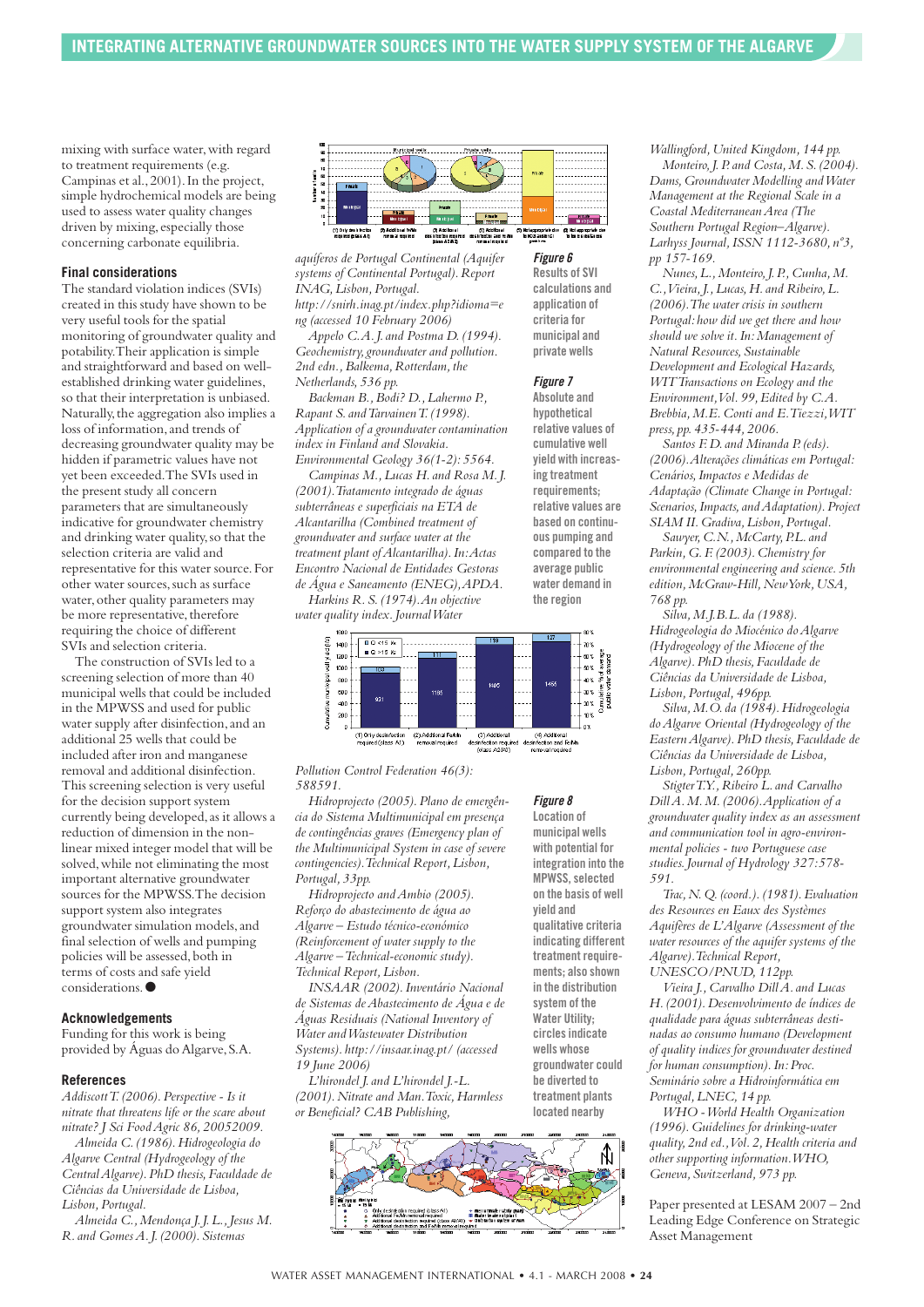mixing with surface water, with regard to treatment requirements (e.g. Campinas et al., 2001). In the project, simple hydrochemical models are being used to assess water quality changes driven by mixing, especially those concerning carbonate equilibria.

## Final considerations

The standard violation indices (SVIs) created in this study have shown to be very useful tools for the spatial monitoring of groundwater quality and potability. Their application is simple and straightforward and based on well-established drinking water guidelines, so that their interpretation is unbiased. Naturally, the aggregation also implies a loss of information, and trends of decreasing groundwater quality may be hidden if parametric values have not yet been exceeded. The SVIs used in the present study all concern parameters that are simultaneously indicative for groundwater chemistry and drinking water quality, so that the selection criteria are valid and representative for this water source. For other water sources, such as surface water, other quality parameters may be more representative, therefore requiring the choice of different SVIs and selection criteria.

The construction of SVIs led to a screening selection of more than 40 municipal wells that could be included in the MPWSS and used for public water supply after disinfection, and an additional 25 wells that could be included after iron and manganese removal and additional disinfection. This screening selection is very useful for the decision support system currently being developed, as it allows a reduction of dimension in the non-linear mixed integer model that will be solved, while not eliminating the most important alternative groundwater sources for the MPWSS. The decision support system also integrates groundwater simulation models, and final selection of wells and pumping policies will be assessed, both in terms of costs and safe yield considerations. ●

## Acknowledgements

Funding for this work is being provided by Águas do Algarve, S.A.

## References

*Addiscott T. (2006). Perspective - Is it nitrate that threatens life or the scare about nitrate? J Sci Food Agric 86, 20052009.*

*Almeida C. (1986). Hidrogeologia do Algarve Central (Hydrogeology of the Central Algarve). PhD thesis, Faculdade de Ciências da Universidade de Lisboa, Lisbon, Portugal.*

*Almeida C., Mendonça J.J. L., Jesus M. R. and Gomes A. J. (2000). Sistemas aquíferos de Portugal Continental (Aquifer systems of Continental Portugal). Report INAG, Lisbon, Portugal. http://snirh.inag.pt/index.php?idioma=eng (accessed 10 February 2006)*

*Appelo C.A. J. and Postma D. (1994). Geochemistry, groundwater and pollution. 2nd edn., Balkema, Rotterdam, the Netherlands, 536 pp.*

*Backman B., Bodi? D., Lahermo P., Rapant S. and Tarvainen T. (1998). Application of a groundwater contamination index in Finland and Slovakia. Environmental Geology 36(1-2): 5564.*

*Campinas M., Lucas H. and Rosa M. J. (2001). Tratamento integrado de águas subterrâneas e superficiais na ETA de Alcantarilha (Combined treatment of groundwater and surface water at the treatment plant of Alcantarilha). In: Actas Encontro Nacional de Entidades Gestoras de Água e Saneamento (ENEG), APDA.*

*Harkins R. S. (1974). An objective water quality index. Journal Water Pollution Control Federation 46(3): 588591.*

*Hidroprojecto (2005). Plano de emergência do Sistema Multimunicipal em presença de contingências graves (Emergency plan of the Multimunicipal System in case of severe contingencies). Technical Report, Lisbon, Portugal, 33pp.*

*Hidroprojecto and Ambio (2005). Reforço do abastecimento de água ao Algarve – Estudo técnico-económico (Reinforcement of water supply to the Algarve – Technical-economic study). Technical Report, Lisbon.*

*INSAAR (2002). Inventário Nacional de Sistemas de Abastecimento de Água e de Águas Residuais (National Inventory of Water and Wastewater Distribution Systems). http://insaar.inag.pt/ (accessed 19 June 2006)*

*L'hirondel J. and L'hirondel J.-L. (2001). Nitrate and Man. Toxic, Harmless or Beneficial? CAB Publishing, Wallingford, United Kingdom, 144 pp.*

*Monteiro, J. P. and Costa, M. S. (2004). Dams, Groundwater Modelling and Water Management at the Regional Scale in a Coastal Mediterranean Area (The Southern Portugal Region–Algarve). Larhyss Journal, ISSN 1112-3680, n°3, pp 157-169.*

*Nunes, L., Monteiro, J. P., Cunha, M. C., Vieira, J., Lucas, H. and Ribeiro, L. (2006). The water crisis in southern Portugal: how did we get there and how should we solve it. In: Management of Natural Resources, Sustainable Development and Ecological Hazards, WIT Transactions on Ecology and the Environment, Vol. 99, edited by C.A. Brebbia, M.E. Conti and E. Tiezzi, WIT press, pp. 435-444, 2006.*

*Santos F. D. and Miranda P. (eds). (2006). Alterações climáticas em Portugal: Cenários, Impactos e Medidas de Adaptação (Climate Change in Portugal: Scenarios, Impacts, and Adaptation). Project SIAM II. Gradiva, Lisbon, Portugal.*

*Sawyer, C.N., McCarty, P.L. and Parkin, G. F. (2003). Chemistry for environmental engineering and science. 5th edition, McGraw-Hill, New York, USA, 768 pp.*

*Silva, M.J.B.L. da (1988). Hidrogeologia do Miocénico do Algarve (Hydrogeology of the Miocene of the Algarve). PhD thesis, Faculdade de Ciências da Universidade de Lisboa, Lisbon, Portugal, 496pp.*

*Silva, M.O. da (1984). Hidrogeologia do Algarve Oriental (Hydrogeology of the Eastern Algarve). PhD thesis, Faculdade de Ciências da Universidade de Lisboa, Lisbon, Portugal, 260pp.*

*Stigter T.Y., Ribeiro L. and Carvalho Dill A. M. M. (2006). Application of a groundwater quality index as an assessment and communication tool in agro-environmental policies - two Portuguese case studies. Journal of Hydrology 327:578-591.*

*Trac, N. Q. (coord.). (1981). Evaluation des Resources en Eaux des Systèmes Aquifères de L'Algarve (Assessment of the water resources of the aquifer systems of the Algarve). Technical Report, UNESCO/PNUD, 112pp.*

*Vieira J., Carvalho Dill A. and Lucas H. (2001). Desenvolvimento de índices de qualidade para águas subterrâneas destinadas ao consumo humano (Development of quality indices for groundwater destined for human consumption). In: Proc. Seminário sobre a Hidroinformática em Portugal, LNEC, 14 pp.*

*WHO - World Health Organization (1996). Guidelines for drinking-water quality, 2nd ed., Vol. 2, Health criteria and other supporting information. WHO, Geneva, Switzerland, 973 pp.*

Paper presented at LESAM 2007 – 2nd Leading Edge Conference on Strategic Asset Management

Municipal wells
Private wells
(1) Only disinfection required (class A1)
(2) Additional Fe/Mn removal required
(3) Additional disinfection required (class A2/A3)
(4) Additional disinfection and Fe/Mn removal required
(5) Not appropriate due to local industrial pressure
(6) Not appropriate due to bad water quality

**Figure 6**
Results of SVI calculations and application of criteria for municipal and private wells

**Figure 7**
Absolute and hypothetical relative values of cumulative well yield with increasing treatment requirements; relative values are based on continuous pumping and compared to the average public water demand in the region

Q < 15 l/s
Q > 15 l/s
Cumulative municipal well yield (l/s)
Cumulative % of average public water demand
921
103
1185
111
1405
118
1465
157
(1) Only disinfection required (class A1)
(2) Additional Fe/Mn removal required
(3) Additional disinfection required (class A2/A3)
(4) Additional disinfection and Fe/Mn removal required

**Figure 8**
Location of municipal wells with potential for integration into the MPWSS, selected on the basis of well yield and qualitative criteria indicating different treatment requirements; also shown in the distribution system of the Water Utility; circles indicate wells whose groundwater could be diverted to treatment plants located nearby